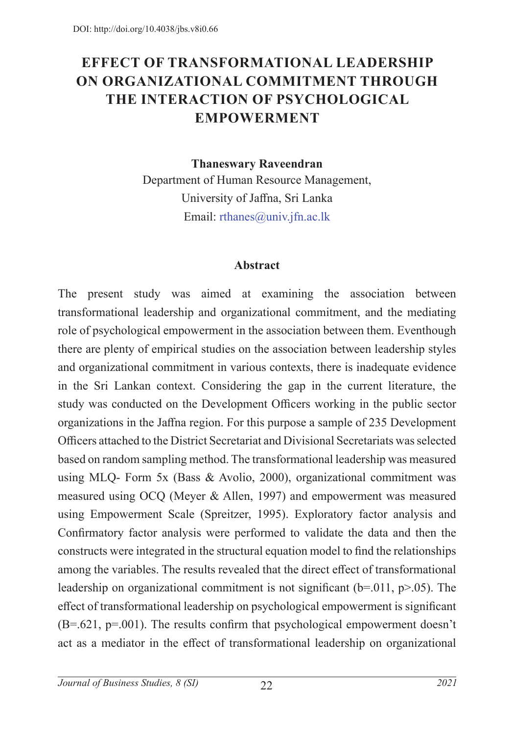DOI: http://doi.org/10.4038/jbs.v8i0.66

# EFFECT OF TRANSFORMATIONAL LEADERSHIP ON ORGANIZATIONAL COMMITMENT THROUGH THE INTERACTION OF PSYCHOLOGICAL EMPOWERMENT

**Thaneswary Raveendran**
Department of Human Resource Management,
University of Jaffna, Sri Lanka
Email: rthanes@univ.jfn.ac.lk

## Abstract

The present study was aimed at examining the association between transformational leadership and organizational commitment, and the mediating role of psychological empowerment in the association between them. Eventhough there are plenty of empirical studies on the association between leadership styles and organizational commitment in various contexts, there is inadequate evidence in the Sri Lankan context. Considering the gap in the current literature, the study was conducted on the Development Officers working in the public sector organizations in the Jaffna region. For this purpose a sample of 235 Development Officers attached to the District Secretariat and Divisional Secretariats was selected based on random sampling method. The transformational leadership was measured using MLQ- Form 5x (Bass & Avolio, 2000), organizational commitment was measured using OCQ (Meyer & Allen, 1997) and empowerment was measured using Empowerment Scale (Spreitzer, 1995). Exploratory factor analysis and Confirmatory factor analysis were performed to validate the data and then the constructs were integrated in the structural equation model to find the relationships among the variables. The results revealed that the direct effect of transformational leadership on organizational commitment is not significant ($b=.011$, $p>.05$). The effect of transformational leadership on psychological empowerment is significant ($B=.621$, $p=.001$). The results confirm that psychological empowerment doesn't act as a mediator in the effect of transformational leadership on organizational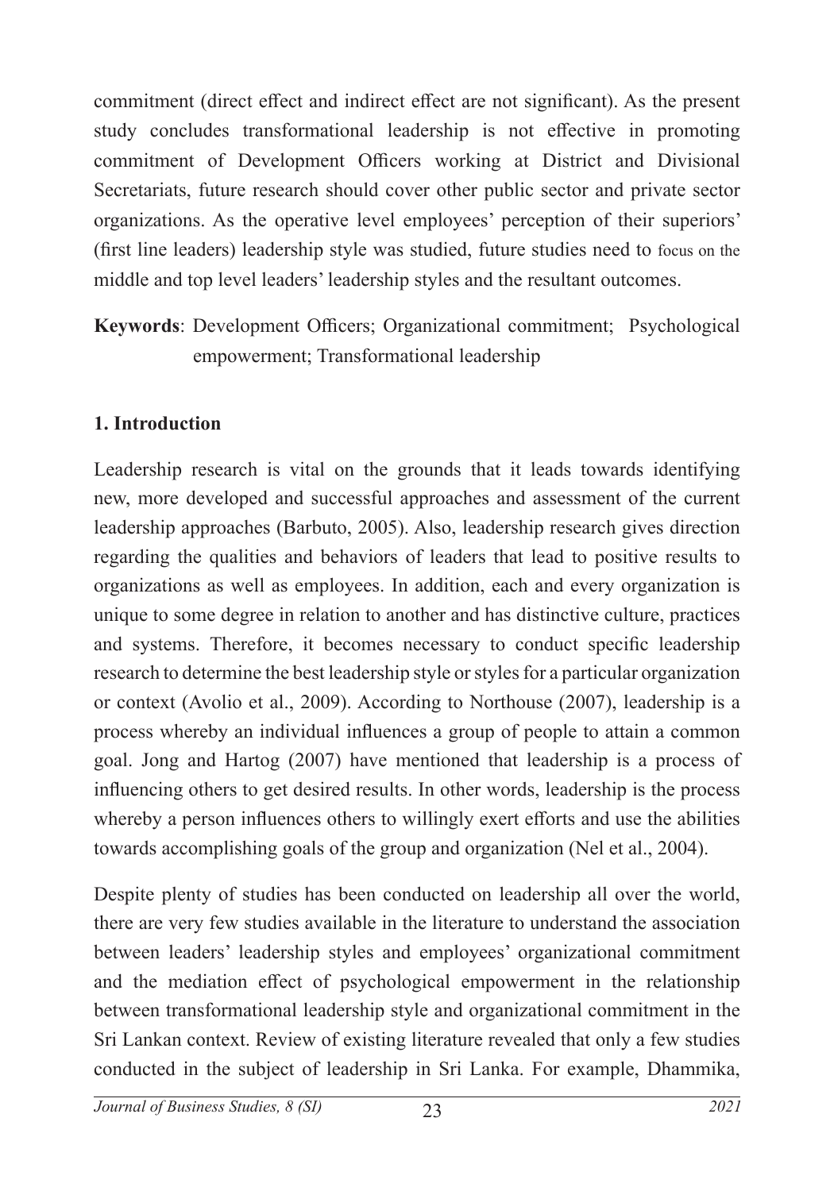commitment (direct effect and indirect effect are not significant). As the present study concludes transformational leadership is not effective in promoting commitment of Development Officers working at District and Divisional Secretariats, future research should cover other public sector and private sector organizations. As the operative level employees' perception of their superiors' (first line leaders) leadership style was studied, future studies need to focus on the middle and top level leaders' leadership styles and the resultant outcomes.

**Keywords**: Development Officers; Organizational commitment; Psychological empowerment; Transformational leadership

## 1. Introduction

Leadership research is vital on the grounds that it leads towards identifying new, more developed and successful approaches and assessment of the current leadership approaches (Barbuto, 2005). Also, leadership research gives direction regarding the qualities and behaviors of leaders that lead to positive results to organizations as well as employees. In addition, each and every organization is unique to some degree in relation to another and has distinctive culture, practices and systems. Therefore, it becomes necessary to conduct specific leadership research to determine the best leadership style or styles for a particular organization or context (Avolio et al., 2009). According to Northouse (2007), leadership is a process whereby an individual influences a group of people to attain a common goal. Jong and Hartog (2007) have mentioned that leadership is a process of influencing others to get desired results. In other words, leadership is the process whereby a person influences others to willingly exert efforts and use the abilities towards accomplishing goals of the group and organization (Nel et al., 2004).

Despite plenty of studies has been conducted on leadership all over the world, there are very few studies available in the literature to understand the association between leaders' leadership styles and employees' organizational commitment and the mediation effect of psychological empowerment in the relationship between transformational leadership style and organizational commitment in the Sri Lankan context. Review of existing literature revealed that only a few studies conducted in the subject of leadership in Sri Lanka. For example, Dhammika,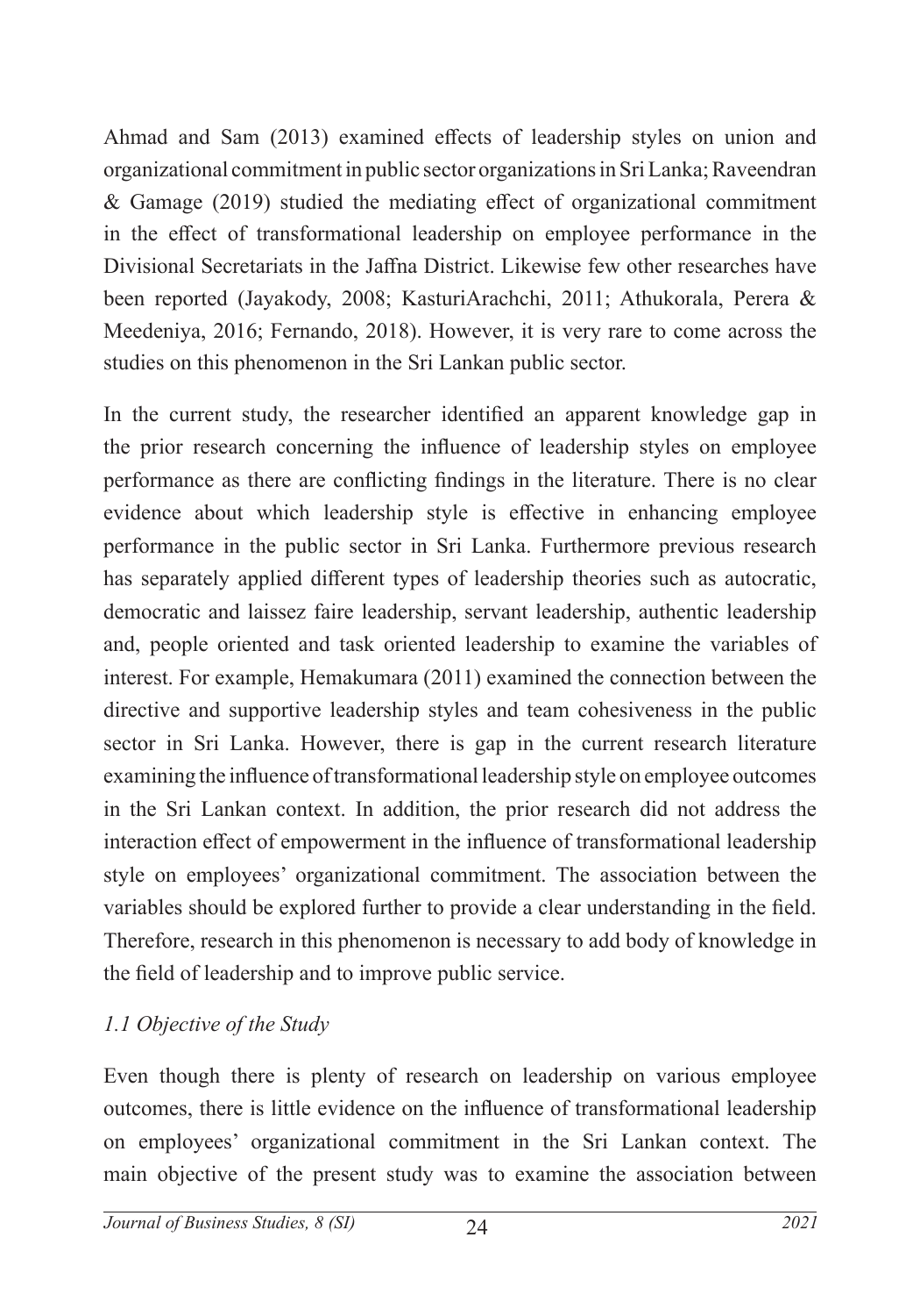Ahmad and Sam (2013) examined effects of leadership styles on union and organizational commitment in public sector organizations in Sri Lanka; Raveendran & Gamage (2019) studied the mediating effect of organizational commitment in the effect of transformational leadership on employee performance in the Divisional Secretariats in the Jaffna District. Likewise few other researches have been reported (Jayakody, 2008; KasturiArachchi, 2011; Athukorala, Perera & Meedeniya, 2016; Fernando, 2018). However, it is very rare to come across the studies on this phenomenon in the Sri Lankan public sector.

In the current study, the researcher identified an apparent knowledge gap in the prior research concerning the influence of leadership styles on employee performance as there are conflicting findings in the literature. There is no clear evidence about which leadership style is effective in enhancing employee performance in the public sector in Sri Lanka. Furthermore previous research has separately applied different types of leadership theories such as autocratic, democratic and laissez faire leadership, servant leadership, authentic leadership and, people oriented and task oriented leadership to examine the variables of interest. For example, Hemakumara (2011) examined the connection between the directive and supportive leadership styles and team cohesiveness in the public sector in Sri Lanka. However, there is gap in the current research literature examining the influence of transformational leadership style on employee outcomes in the Sri Lankan context. In addition, the prior research did not address the interaction effect of empowerment in the influence of transformational leadership style on employees' organizational commitment. The association between the variables should be explored further to provide a clear understanding in the field. Therefore, research in this phenomenon is necessary to add body of knowledge in the field of leadership and to improve public service.

### *1.1 Objective of the Study*

Even though there is plenty of research on leadership on various employee outcomes, there is little evidence on the influence of transformational leadership on employees' organizational commitment in the Sri Lankan context. The main objective of the present study was to examine the association between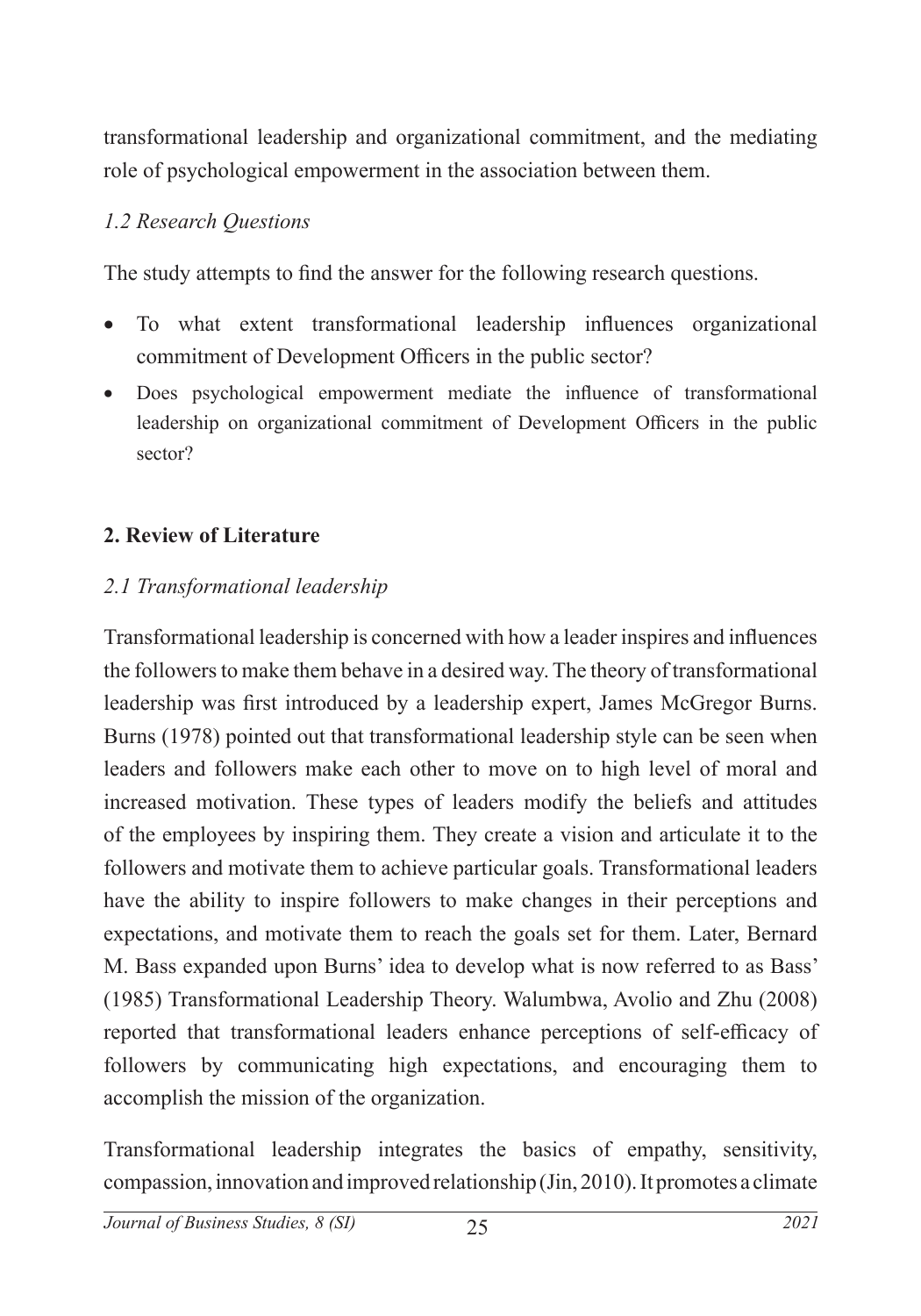transformational leadership and organizational commitment, and the mediating role of psychological empowerment in the association between them.

### *1.2 Research Questions*

The study attempts to find the answer for the following research questions.

- To what extent transformational leadership influences organizational commitment of Development Officers in the public sector?
- Does psychological empowerment mediate the influence of transformational leadership on organizational commitment of Development Officers in the public sector?

## **2. Review of Literature**

### *2.1 Transformational leadership*

Transformational leadership is concerned with how a leader inspires and influences the followers to make them behave in a desired way. The theory of transformational leadership was first introduced by a leadership expert, James McGregor Burns. Burns (1978) pointed out that transformational leadership style can be seen when leaders and followers make each other to move on to high level of moral and increased motivation. These types of leaders modify the beliefs and attitudes of the employees by inspiring them. They create a vision and articulate it to the followers and motivate them to achieve particular goals. Transformational leaders have the ability to inspire followers to make changes in their perceptions and expectations, and motivate them to reach the goals set for them. Later, Bernard M. Bass expanded upon Burns' idea to develop what is now referred to as Bass' (1985) Transformational Leadership Theory. Walumbwa, Avolio and Zhu (2008) reported that transformational leaders enhance perceptions of self-efficacy of followers by communicating high expectations, and encouraging them to accomplish the mission of the organization.

Transformational leadership integrates the basics of empathy, sensitivity, compassion, innovation and improved relationship (Jin, 2010). It promotes a climate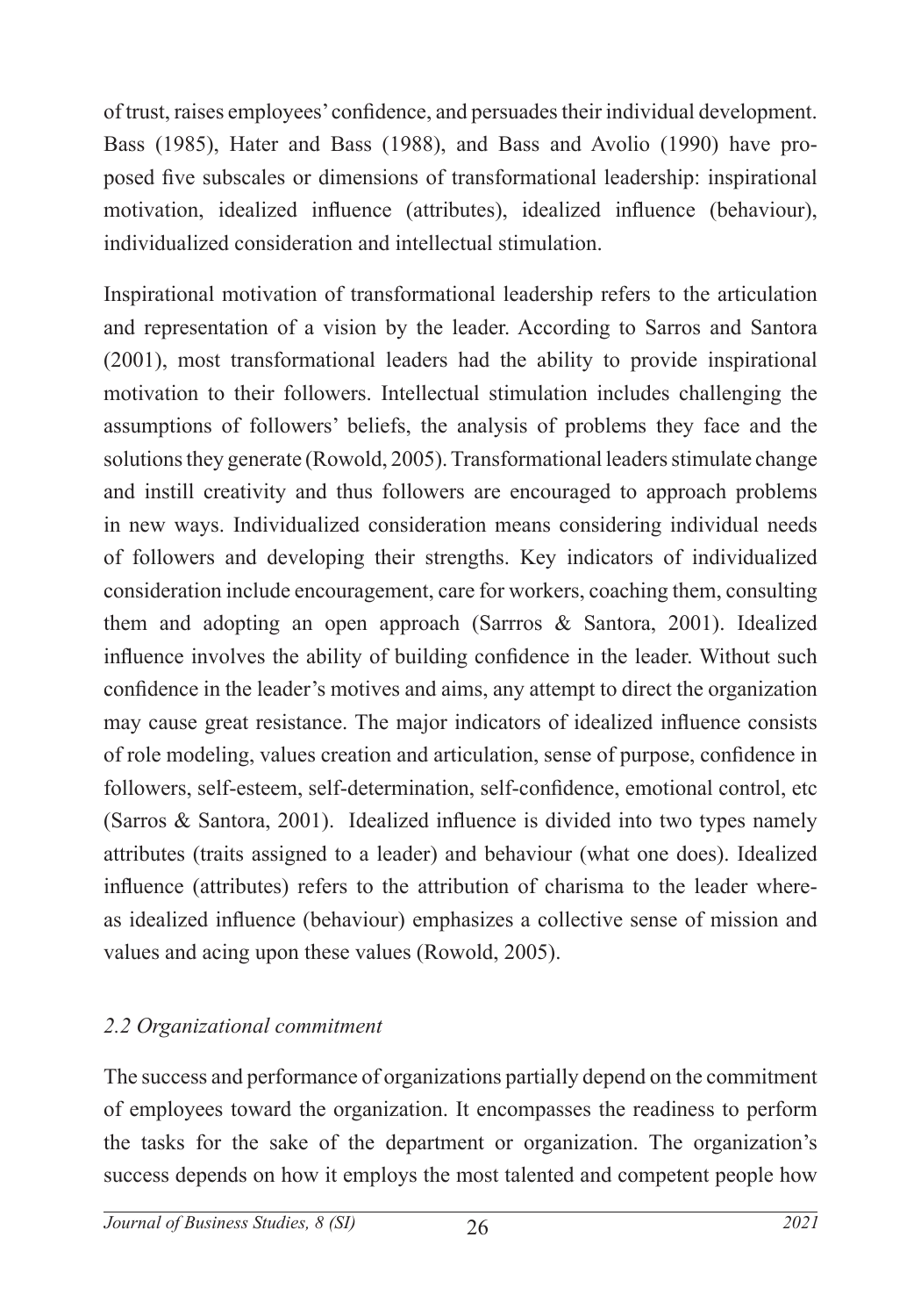of trust, raises employees' confidence, and persuades their individual development. Bass (1985), Hater and Bass (1988), and Bass and Avolio (1990) have proposed five subscales or dimensions of transformational leadership: inspirational motivation, idealized influence (attributes), idealized influence (behaviour), individualized consideration and intellectual stimulation.

Inspirational motivation of transformational leadership refers to the articulation and representation of a vision by the leader. According to Sarros and Santora (2001), most transformational leaders had the ability to provide inspirational motivation to their followers. Intellectual stimulation includes challenging the assumptions of followers' beliefs, the analysis of problems they face and the solutions they generate (Rowold, 2005). Transformational leaders stimulate change and instill creativity and thus followers are encouraged to approach problems in new ways. Individualized consideration means considering individual needs of followers and developing their strengths. Key indicators of individualized consideration include encouragement, care for workers, coaching them, consulting them and adopting an open approach (Sarrros & Santora, 2001). Idealized influence involves the ability of building confidence in the leader. Without such confidence in the leader's motives and aims, any attempt to direct the organization may cause great resistance. The major indicators of idealized influence consists of role modeling, values creation and articulation, sense of purpose, confidence in followers, self-esteem, self-determination, self-confidence, emotional control, etc (Sarros & Santora, 2001). Idealized influence is divided into two types namely attributes (traits assigned to a leader) and behaviour (what one does). Idealized influence (attributes) refers to the attribution of charisma to the leader whereas idealized influence (behaviour) emphasizes a collective sense of mission and values and acing upon these values (Rowold, 2005).

### *2.2 Organizational commitment*

The success and performance of organizations partially depend on the commitment of employees toward the organization. It encompasses the readiness to perform the tasks for the sake of the department or organization. The organization's success depends on how it employs the most talented and competent people how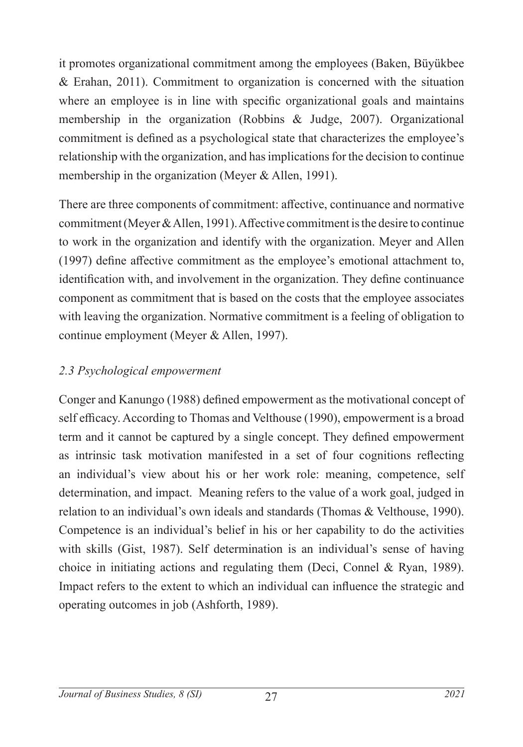it promotes organizational commitment among the employees (Baken, Büyükbee & Erahan, 2011). Commitment to organization is concerned with the situation where an employee is in line with specific organizational goals and maintains membership in the organization (Robbins & Judge, 2007). Organizational commitment is defined as a psychological state that characterizes the employee's relationship with the organization, and has implications for the decision to continue membership in the organization (Meyer & Allen, 1991).

There are three components of commitment: affective, continuance and normative commitment (Meyer & Allen, 1991). Affective commitment is the desire to continue to work in the organization and identify with the organization. Meyer and Allen (1997) define affective commitment as the employee's emotional attachment to, identification with, and involvement in the organization. They define continuance component as commitment that is based on the costs that the employee associates with leaving the organization. Normative commitment is a feeling of obligation to continue employment (Meyer & Allen, 1997).

### *2.3 Psychological empowerment*

Conger and Kanungo (1988) defined empowerment as the motivational concept of self efficacy. According to Thomas and Velthouse (1990), empowerment is a broad term and it cannot be captured by a single concept. They defined empowerment as intrinsic task motivation manifested in a set of four cognitions reflecting an individual's view about his or her work role: meaning, competence, self determination, and impact. Meaning refers to the value of a work goal, judged in relation to an individual's own ideals and standards (Thomas & Velthouse, 1990). Competence is an individual's belief in his or her capability to do the activities with skills (Gist, 1987). Self determination is an individual's sense of having choice in initiating actions and regulating them (Deci, Connel & Ryan, 1989). Impact refers to the extent to which an individual can influence the strategic and operating outcomes in job (Ashforth, 1989).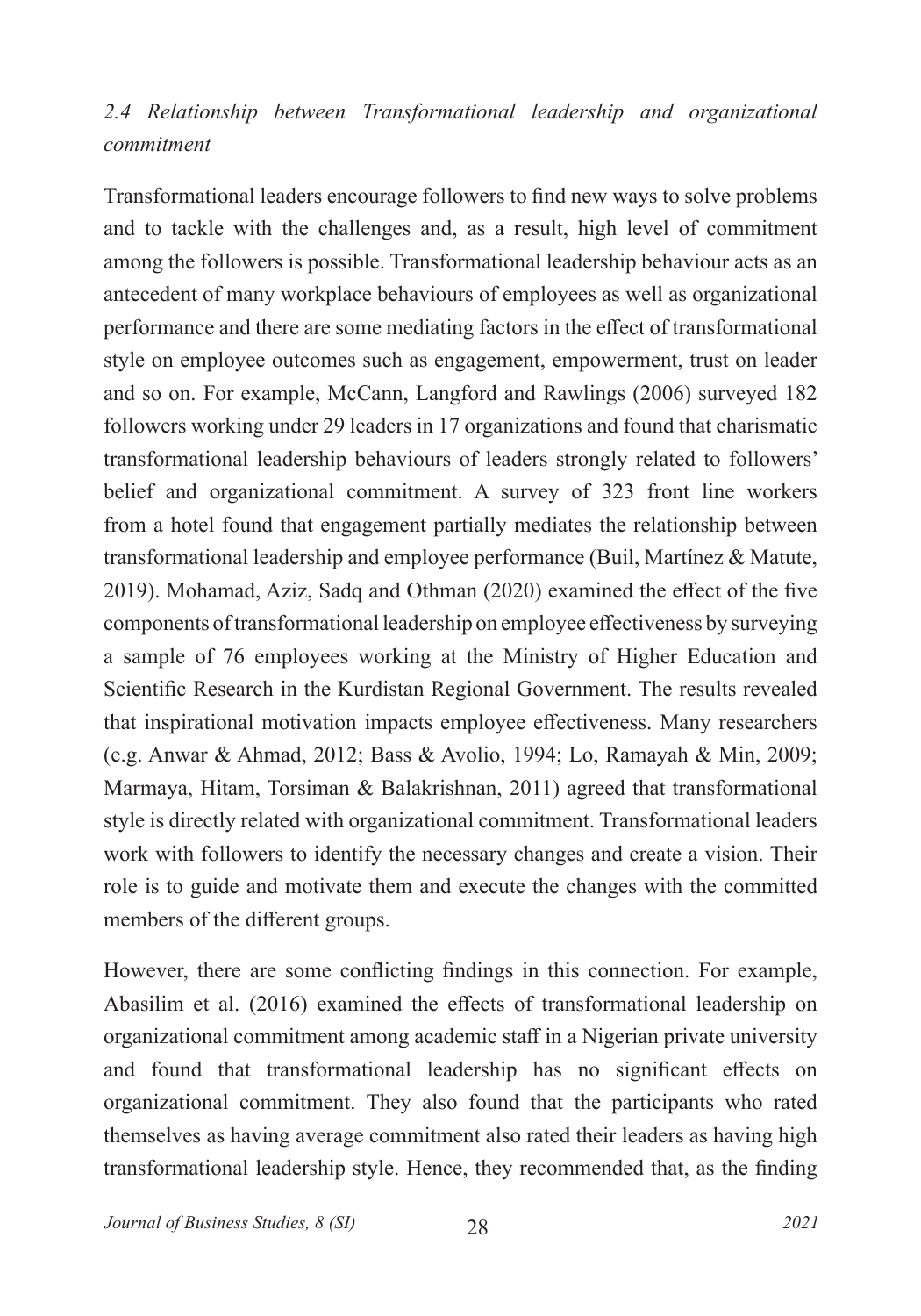### *2.4 Relationship between Transformational leadership and organizational commitment*

Transformational leaders encourage followers to find new ways to solve problems and to tackle with the challenges and, as a result, high level of commitment among the followers is possible. Transformational leadership behaviour acts as an antecedent of many workplace behaviours of employees as well as organizational performance and there are some mediating factors in the effect of transformational style on employee outcomes such as engagement, empowerment, trust on leader and so on. For example, McCann, Langford and Rawlings (2006) surveyed 182 followers working under 29 leaders in 17 organizations and found that charismatic transformational leadership behaviours of leaders strongly related to followers' belief and organizational commitment. A survey of 323 front line workers from a hotel found that engagement partially mediates the relationship between transformational leadership and employee performance (Buil, Martínez & Matute, 2019). Mohamad, Aziz, Sadq and Othman (2020) examined the effect of the five components of transformational leadership on employee effectiveness by surveying a sample of 76 employees working at the Ministry of Higher Education and Scientific Research in the Kurdistan Regional Government. The results revealed that inspirational motivation impacts employee effectiveness. Many researchers (e.g. Anwar & Ahmad, 2012; Bass & Avolio, 1994; Lo, Ramayah & Min, 2009; Marmaya, Hitam, Torsiman & Balakrishnan, 2011) agreed that transformational style is directly related with organizational commitment. Transformational leaders work with followers to identify the necessary changes and create a vision. Their role is to guide and motivate them and execute the changes with the committed members of the different groups.

However, there are some conflicting findings in this connection. For example, Abasilim et al. (2016) examined the effects of transformational leadership on organizational commitment among academic staff in a Nigerian private university and found that transformational leadership has no significant effects on organizational commitment. They also found that the participants who rated themselves as having average commitment also rated their leaders as having high transformational leadership style. Hence, they recommended that, as the finding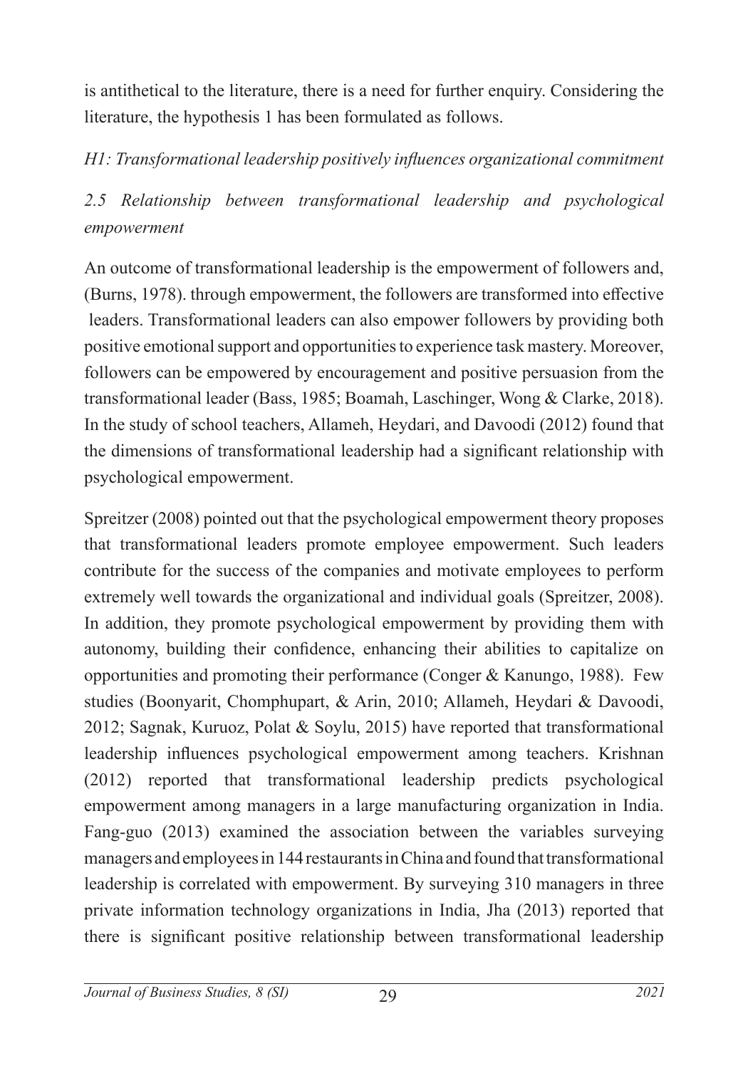is antithetical to the literature, there is a need for further enquiry. Considering the literature, the hypothesis 1 has been formulated as follows.

*H1: Transformational leadership positively influences organizational commitment*

### *2.5 Relationship between transformational leadership and psychological empowerment*

An outcome of transformational leadership is the empowerment of followers and, (Burns, 1978). through empowerment, the followers are transformed into effective leaders. Transformational leaders can also empower followers by providing both positive emotional support and opportunities to experience task mastery. Moreover, followers can be empowered by encouragement and positive persuasion from the transformational leader (Bass, 1985; Boamah, Laschinger, Wong & Clarke, 2018). In the study of school teachers, Allameh, Heydari, and Davoodi (2012) found that the dimensions of transformational leadership had a significant relationship with psychological empowerment.

Spreitzer (2008) pointed out that the psychological empowerment theory proposes that transformational leaders promote employee empowerment. Such leaders contribute for the success of the companies and motivate employees to perform extremely well towards the organizational and individual goals (Spreitzer, 2008). In addition, they promote psychological empowerment by providing them with autonomy, building their confidence, enhancing their abilities to capitalize on opportunities and promoting their performance (Conger & Kanungo, 1988). Few studies (Boonyarit, Chomphupart, & Arin, 2010; Allameh, Heydari & Davoodi, 2012; Sagnak, Kuruoz, Polat & Soylu, 2015) have reported that transformational leadership influences psychological empowerment among teachers. Krishnan (2012) reported that transformational leadership predicts psychological empowerment among managers in a large manufacturing organization in India. Fang-guo (2013) examined the association between the variables surveying managers and employees in 144 restaurants in China and found that transformational leadership is correlated with empowerment. By surveying 310 managers in three private information technology organizations in India, Jha (2013) reported that there is significant positive relationship between transformational leadership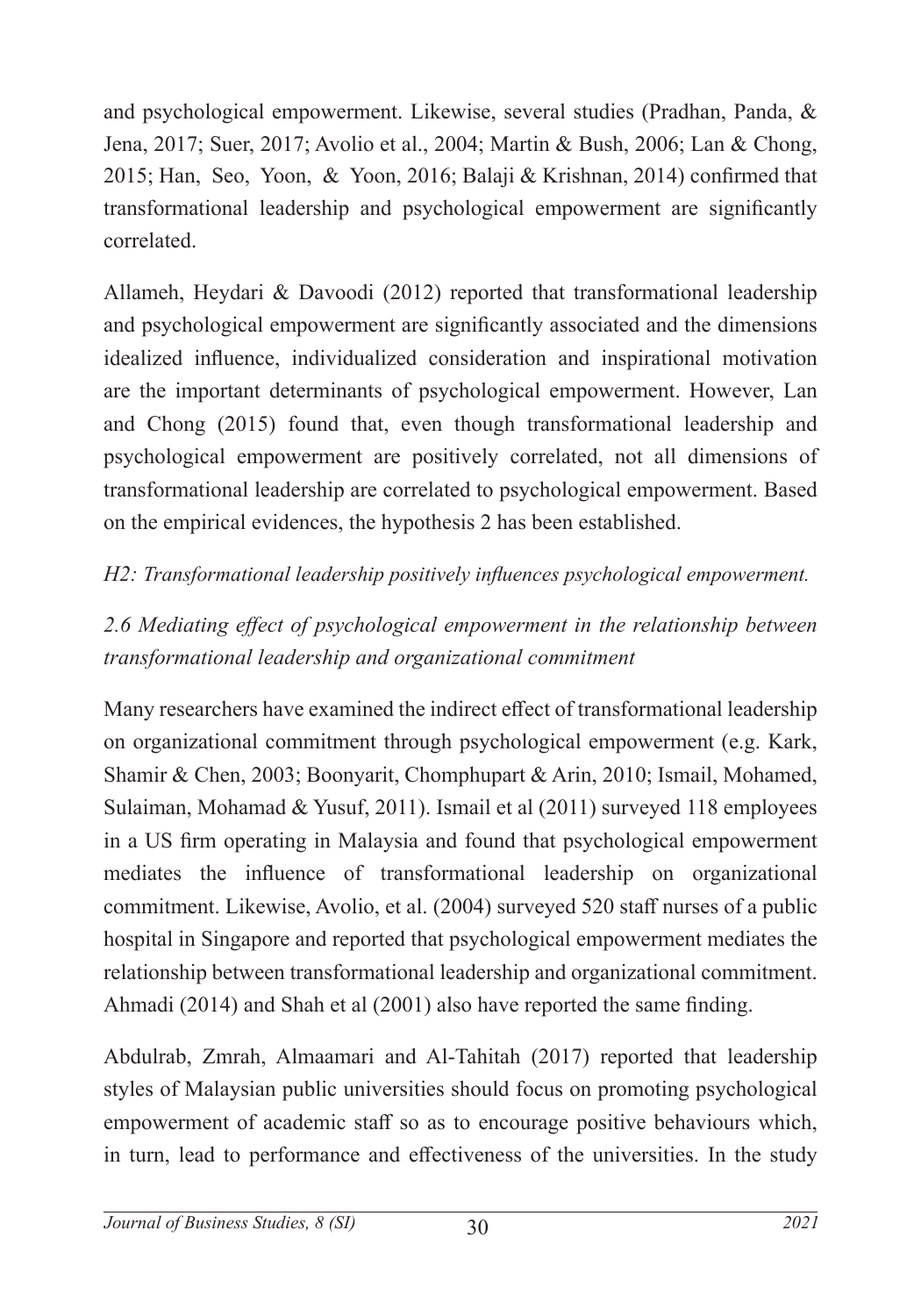and psychological empowerment. Likewise, several studies (Pradhan, Panda, & Jena, 2017; Suer, 2017; Avolio et al., 2004; Martin & Bush, 2006; Lan & Chong, 2015; Han, Seo, Yoon, & Yoon, 2016; Balaji & Krishnan, 2014) confirmed that transformational leadership and psychological empowerment are significantly correlated.

Allameh, Heydari & Davoodi (2012) reported that transformational leadership and psychological empowerment are significantly associated and the dimensions idealized influence, individualized consideration and inspirational motivation are the important determinants of psychological empowerment. However, Lan and Chong (2015) found that, even though transformational leadership and psychological empowerment are positively correlated, not all dimensions of transformational leadership are correlated to psychological empowerment. Based on the empirical evidences, the hypothesis 2 has been established.

*H2: Transformational leadership positively influences psychological empowerment.*

### *2.6 Mediating effect of psychological empowerment in the relationship between transformational leadership and organizational commitment*

Many researchers have examined the indirect effect of transformational leadership on organizational commitment through psychological empowerment (e.g. Kark, Shamir & Chen, 2003; Boonyarit, Chomphupart & Arin, 2010; Ismail, Mohamed, Sulaiman, Mohamad & Yusuf, 2011). Ismail et al (2011) surveyed 118 employees in a US firm operating in Malaysia and found that psychological empowerment mediates the influence of transformational leadership on organizational commitment. Likewise, Avolio, et al. (2004) surveyed 520 staff nurses of a public hospital in Singapore and reported that psychological empowerment mediates the relationship between transformational leadership and organizational commitment. Ahmadi (2014) and Shah et al (2001) also have reported the same finding.

Abdulrab, Zmrah, Almaamari and Al-Tahitah (2017) reported that leadership styles of Malaysian public universities should focus on promoting psychological empowerment of academic staff so as to encourage positive behaviours which, in turn, lead to performance and effectiveness of the universities. In the study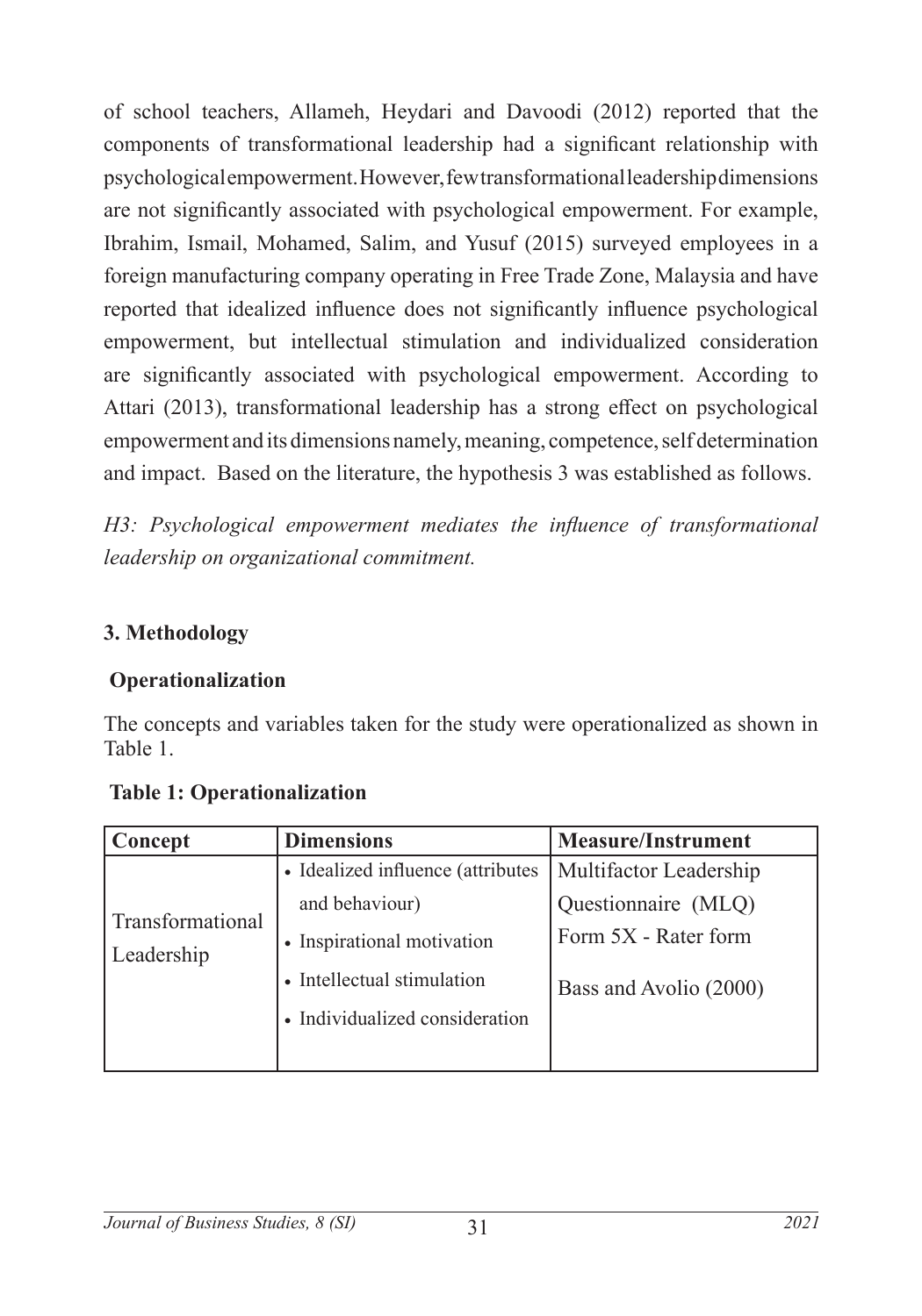of school teachers, Allameh, Heydari and Davoodi (2012) reported that the components of transformational leadership had a significant relationship with psychological empowerment. However, few transformational leadership dimensions are not significantly associated with psychological empowerment. For example, Ibrahim, Ismail, Mohamed, Salim, and Yusuf (2015) surveyed employees in a foreign manufacturing company operating in Free Trade Zone, Malaysia and have reported that idealized influence does not significantly influence psychological empowerment, but intellectual stimulation and individualized consideration are significantly associated with psychological empowerment. According to Attari (2013), transformational leadership has a strong effect on psychological empowerment and its dimensions namely, meaning, competence, self determination and impact. Based on the literature, the hypothesis 3 was established as follows.

*H3: Psychological empowerment mediates the influence of transformational leadership on organizational commitment.*

## 3. Methodology

### Operationalization

The concepts and variables taken for the study were operationalized as shown in Table 1.

**Table 1: Operationalization**

| Concept | Dimensions | Measure/Instrument |
|---|---|---|
| Transformational Leadership | • Idealized influence (attributes and behaviour)<br>• Inspirational motivation<br>• Intellectual stimulation<br>• Individualized consideration | Multifactor Leadership Questionnaire (MLQ) Form 5X - Rater form<br><br>Bass and Avolio (2000) |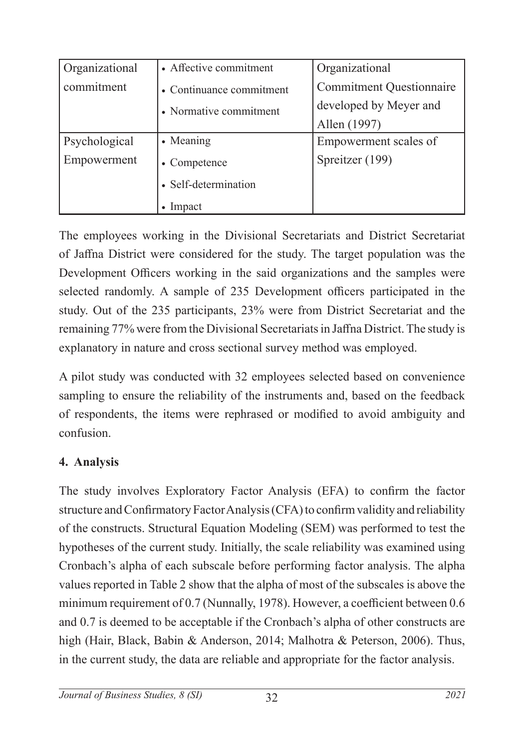| Organizational commitment | • Affective commitment<br>• Continuance commitment<br>• Normative commitment | Organizational Commitment Questionnaire developed by Meyer and Allen (1997) |
|---|---|---|
| Psychological Empowerment | • Meaning<br>• Competence<br>• Self-determination<br>• Impact | Empowerment scales of Spreitzer (199) |

The employees working in the Divisional Secretariats and District Secretariat of Jaffna District were considered for the study. The target population was the Development Officers working in the said organizations and the samples were selected randomly. A sample of 235 Development officers participated in the study. Out of the 235 participants, 23% were from District Secretariat and the remaining 77% were from the Divisional Secretariats in Jaffna District. The study is explanatory in nature and cross sectional survey method was employed.

A pilot study was conducted with 32 employees selected based on convenience sampling to ensure the reliability of the instruments and, based on the feedback of respondents, the items were rephrased or modified to avoid ambiguity and confusion.

## 4. Analysis

The study involves Exploratory Factor Analysis (EFA) to confirm the factor structure and Confirmatory Factor Analysis (CFA) to confirm validity and reliability of the constructs. Structural Equation Modeling (SEM) was performed to test the hypotheses of the current study. Initially, the scale reliability was examined using Cronbach's alpha of each subscale before performing factor analysis. The alpha values reported in Table 2 show that the alpha of most of the subscales is above the minimum requirement of 0.7 (Nunnally, 1978). However, a coefficient between 0.6 and 0.7 is deemed to be acceptable if the Cronbach's alpha of other constructs are high (Hair, Black, Babin & Anderson, 2014; Malhotra & Peterson, 2006). Thus, in the current study, the data are reliable and appropriate for the factor analysis.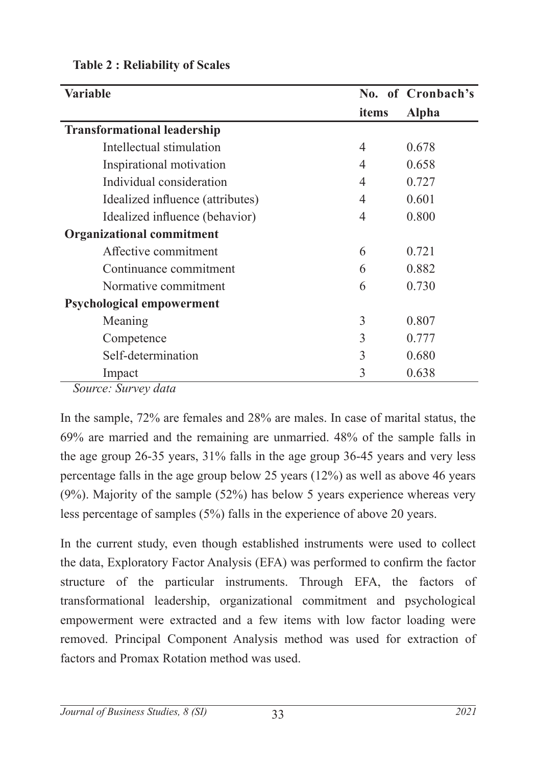**Table 2 : Reliability of Scales**

| Variable | No. of items | Cronbach's Alpha |
|---|---|---|
| **Transformational leadership** | | |
| Intellectual stimulation | 4 | 0.678 |
| Inspirational motivation | 4 | 0.658 |
| Individual consideration | 4 | 0.727 |
| Idealized influence (attributes) | 4 | 0.601 |
| Idealized influence (behavior) | 4 | 0.800 |
| **Organizational commitment** | | |
| Affective commitment | 6 | 0.721 |
| Continuance commitment | 6 | 0.882 |
| Normative commitment | 6 | 0.730 |
| **Psychological empowerment** | | |
| Meaning | 3 | 0.807 |
| Competence | 3 | 0.777 |
| Self-determination | 3 | 0.680 |
| Impact | 3 | 0.638 |

*Source: Survey data*

In the sample, 72% are females and 28% are males. In case of marital status, the 69% are married and the remaining are unmarried. 48% of the sample falls in the age group 26-35 years, 31% falls in the age group 36-45 years and very less percentage falls in the age group below 25 years (12%) as well as above 46 years (9%). Majority of the sample (52%) has below 5 years experience whereas very less percentage of samples (5%) falls in the experience of above 20 years.

In the current study, even though established instruments were used to collect the data, Exploratory Factor Analysis (EFA) was performed to confirm the factor structure of the particular instruments. Through EFA, the factors of transformational leadership, organizational commitment and psychological empowerment were extracted and a few items with low factor loading were removed. Principal Component Analysis method was used for extraction of factors and Promax Rotation method was used.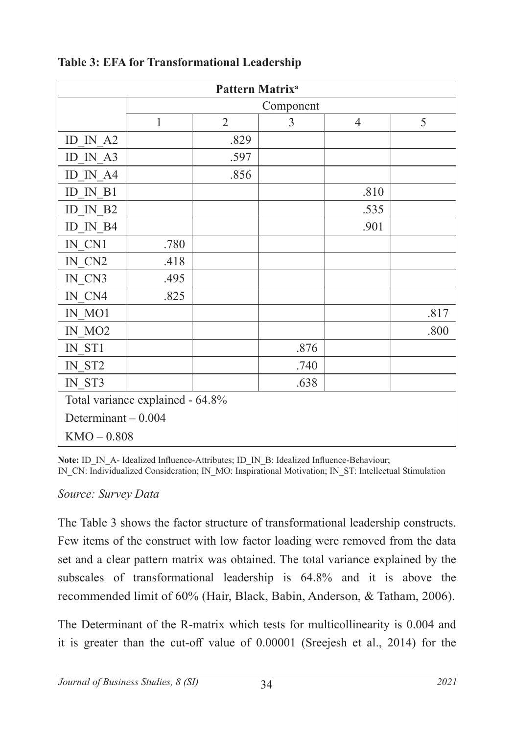**Table 3: EFA for Transformational Leadership**

| Pattern Matrix[a] | | | | | |
|---|---|---|---|---|---|
| | Component | | | | |
| | 1 | 2 | 3 | 4 | 5 |
| ID_IN_A2 | | .829 | | | |
| ID_IN_A3 | | .597 | | | |
| ID_IN_A4 | | .856 | | | |
| ID_IN_B1 | | | | .810 | |
| ID_IN_B2 | | | | .535 | |
| ID_IN_B4 | | | | .901 | |
| IN_CN1 | .780 | | | | |
| IN_CN2 | .418 | | | | |
| IN_CN3 | .495 | | | | |
| IN_CN4 | .825 | | | | |
| IN_MO1 | | | | | .817 |
| IN_MO2 | | | | | .800 |
| IN_ST1 | | | .876 | | |
| IN_ST2 | | | .740 | | |
| IN_ST3 | | | .638 | | |
| Total variance explained - 64.8% | | | | | |
| Determinant – 0.004 | | | | | |
| KMO – 0.808 | | | | | |

**Note:** ID_IN_A- Idealized Influence-Attributes; ID_IN_B: Idealized Influence-Behaviour; IN_CN: Individualized Consideration; IN_MO: Inspirational Motivation; IN_ST: Intellectual Stimulation

*Source: Survey Data*

The Table 3 shows the factor structure of transformational leadership constructs. Few items of the construct with low factor loading were removed from the data set and a clear pattern matrix was obtained. The total variance explained by the subscales of transformational leadership is 64.8% and it is above the recommended limit of 60% (Hair, Black, Babin, Anderson, & Tatham, 2006).

The Determinant of the R-matrix which tests for multicollinearity is 0.004 and it is greater than the cut-off value of 0.00001 (Sreejesh et al., 2014) for the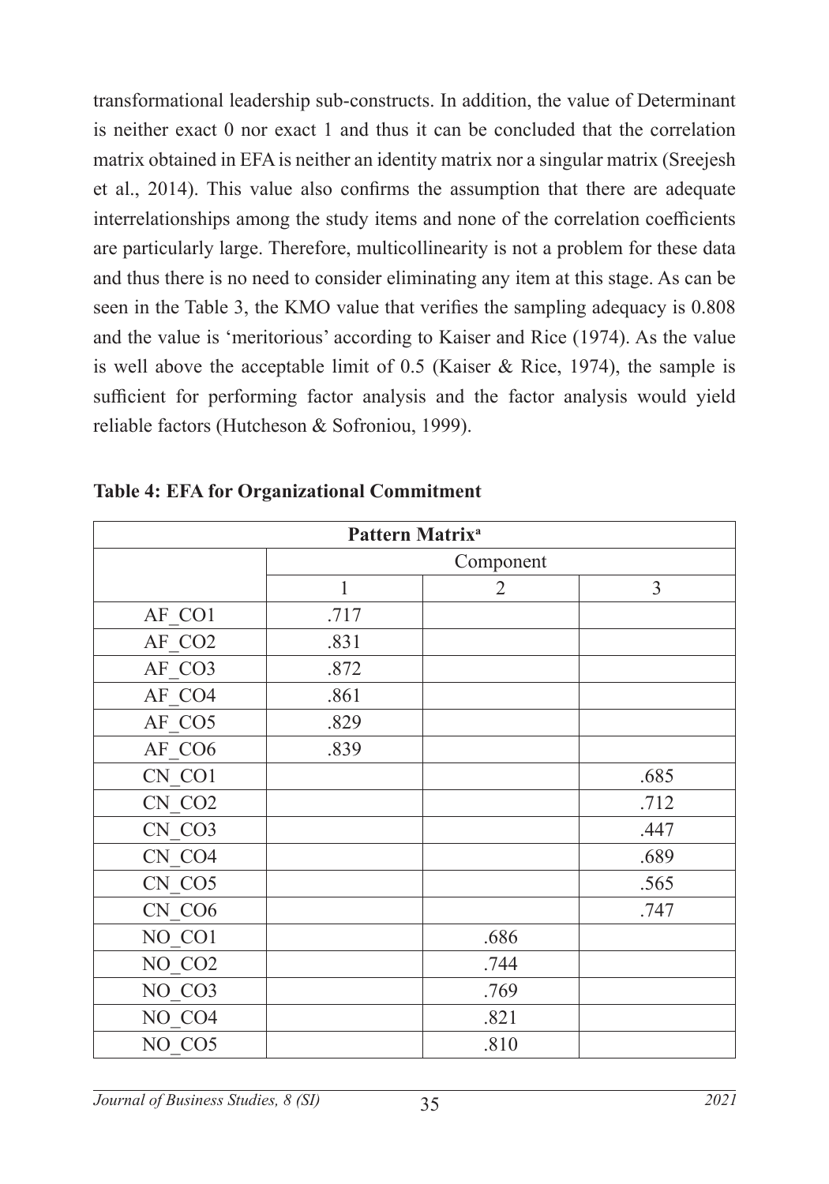transformational leadership sub-constructs. In addition, the value of Determinant is neither exact 0 nor exact 1 and thus it can be concluded that the correlation matrix obtained in EFA is neither an identity matrix nor a singular matrix (Sreejesh et al., 2014). This value also confirms the assumption that there are adequate interrelationships among the study items and none of the correlation coefficients are particularly large. Therefore, multicollinearity is not a problem for these data and thus there is no need to consider eliminating any item at this stage. As can be seen in the Table 3, the KMO value that verifies the sampling adequacy is 0.808 and the value is 'meritorious' according to Kaiser and Rice (1974). As the value is well above the acceptable limit of 0.5 (Kaiser & Rice, 1974), the sample is sufficient for performing factor analysis and the factor analysis would yield reliable factors (Hutcheson & Sofroniou, 1999).

**Table 4: EFA for Organizational Commitment**

| Pattern Matrix[a] | | | |
|---|---|---|---|
| | Component | | |
| | 1 | 2 | 3 |
| AF_CO1 | .717 | | |
| AF_CO2 | .831 | | |
| AF_CO3 | .872 | | |
| AF_CO4 | .861 | | |
| AF_CO5 | .829 | | |
| AF_CO6 | .839 | | |
| CN_CO1 | | | .685 |
| CN_CO2 | | | .712 |
| CN_CO3 | | | .447 |
| CN_CO4 | | | .689 |
| CN_CO5 | | | .565 |
| CN_CO6 | | | .747 |
| NO_CO1 | | .686 | |
| NO_CO2 | | .744 | |
| NO_CO3 | | .769 | |
| NO_CO4 | | .821 | |
| NO_CO5 | | .810 | |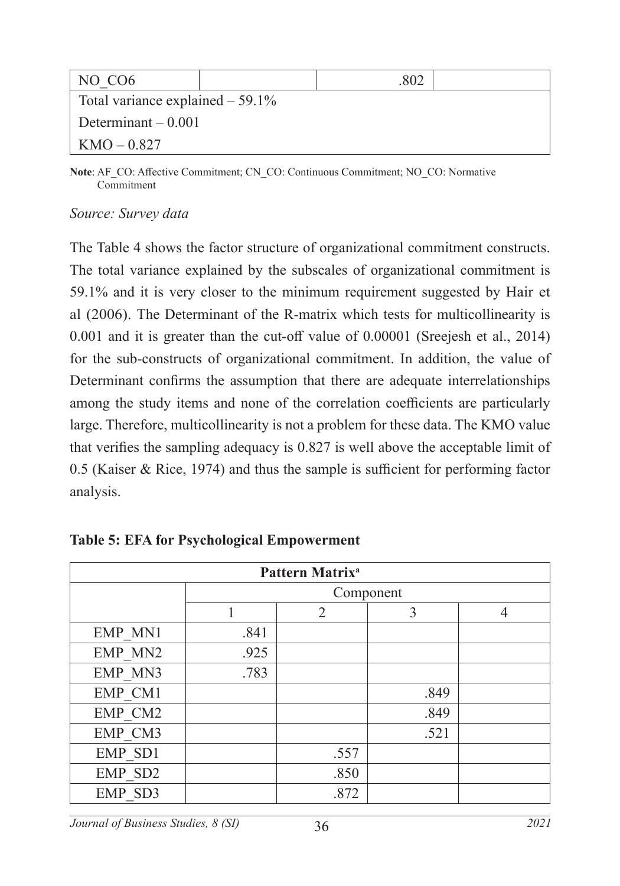| NO_CO6 | | .802 | |
|---|---|---|---|
| Total variance explained – 59.1% | | | |
| Determinant – 0.001 | | | |
| KMO – 0.827 | | | |

**Note**: AF_CO: Affective Commitment; CN_CO: Continuous Commitment; NO_CO: Normative Commitment

*Source: Survey data*

The Table 4 shows the factor structure of organizational commitment constructs. The total variance explained by the subscales of organizational commitment is 59.1% and it is very closer to the minimum requirement suggested by Hair et al (2006). The Determinant of the R-matrix which tests for multicollinearity is 0.001 and it is greater than the cut-off value of 0.00001 (Sreejesh et al., 2014) for the sub-constructs of organizational commitment. In addition, the value of Determinant confirms the assumption that there are adequate interrelationships among the study items and none of the correlation coefficients are particularly large. Therefore, multicollinearity is not a problem for these data. The KMO value that verifies the sampling adequacy is 0.827 is well above the acceptable limit of 0.5 (Kaiser & Rice, 1974) and thus the sample is sufficient for performing factor analysis.

**Table 5: EFA for Psychological Empowerment**

| Pattern Matrix[a] | | | | |
|---|---|---|---|---|
| | Component | | | |
| | 1 | 2 | 3 | 4 |
| EMP_MN1 | .841 | | | |
| EMP_MN2 | .925 | | | |
| EMP_MN3 | .783 | | | |
| EMP_CM1 | | | .849 | |
| EMP_CM2 | | | .849 | |
| EMP_CM3 | | | .521 | |
| EMP_SD1 | | .557 | | |
| EMP_SD2 | | .850 | | |
| EMP_SD3 | | .872 | | |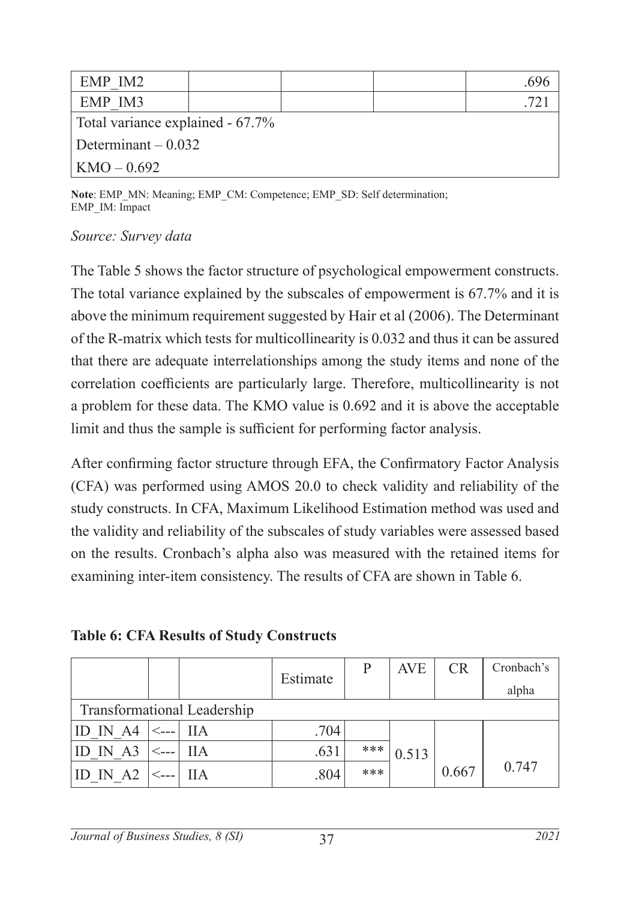| EMP_IM2 | | | | .696 |
|---|---|---|---|---|
| EMP_IM3 | | | | .721 |
| Total variance explained - 67.7% | | | | |
| Determinant – 0.032 | | | | |
| KMO – 0.692 | | | | |

**Note**: EMP_MN: Meaning; EMP_CM: Competence; EMP_SD: Self determination; EMP_IM: Impact

*Source: Survey data*

The Table 5 shows the factor structure of psychological empowerment constructs. The total variance explained by the subscales of empowerment is 67.7% and it is above the minimum requirement suggested by Hair et al (2006). The Determinant of the R-matrix which tests for multicollinearity is 0.032 and thus it can be assured that there are adequate interrelationships among the study items and none of the correlation coefficients are particularly large. Therefore, multicollinearity is not a problem for these data. The KMO value is 0.692 and it is above the acceptable limit and thus the sample is sufficient for performing factor analysis.

After confirming factor structure through EFA, the Confirmatory Factor Analysis (CFA) was performed using AMOS 20.0 to check validity and reliability of the study constructs. In CFA, Maximum Likelihood Estimation method was used and the validity and reliability of the subscales of study variables were assessed based on the results. Cronbach's alpha also was measured with the retained items for examining inter-item consistency. The results of CFA are shown in Table 6.

**Table 6: CFA Results of Study Constructs**

| | | | Estimate | P | AVE | CR | Cronbach's alpha |
|---|---|---|---|---|---|---|---|
| Transformational Leadership | | | | | | | |
| ID_IN_A4 | <--- | IIA | .704 | | 0.513 | 0.667 | 0.747 |
| ID_IN_A3 | <--- | IIA | .631 | *** | | | |
| ID_IN_A2 | <--- | IIA | .804 | *** | | | |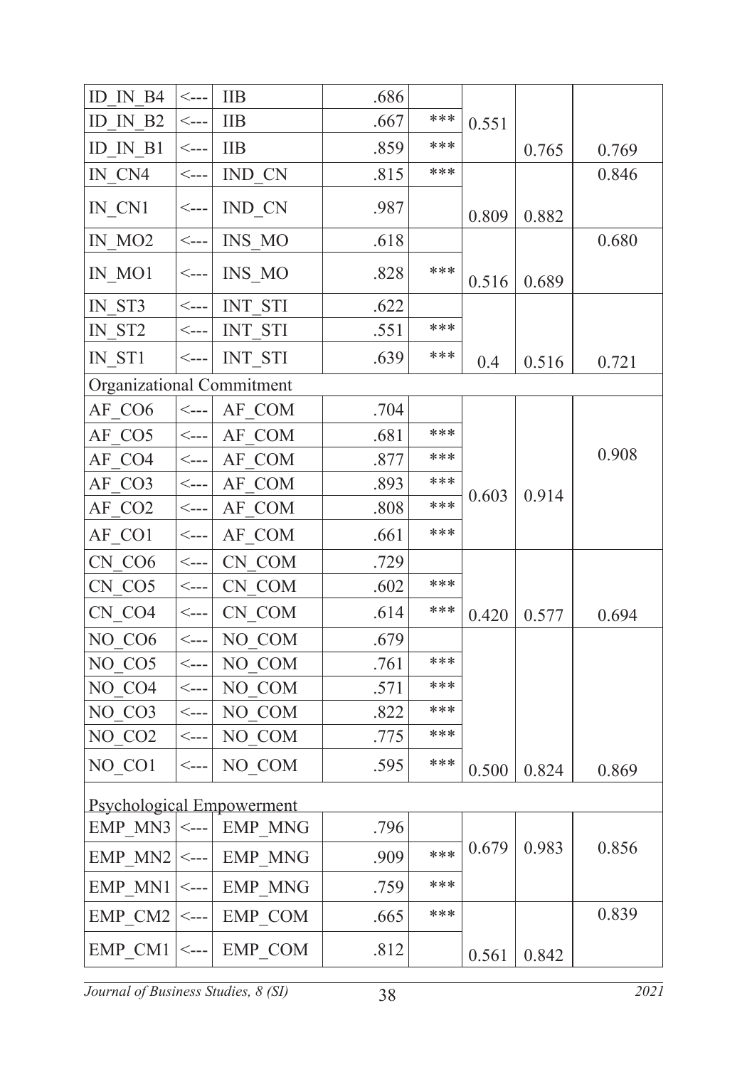| | | | | | | | |
|---|---|---|---|---|---|---|---|
| ID_IN_B4 | <--- | IIB | .686 | | 0.551 | 0.765 | 0.769 |
| ID_IN_B2 | <--- | IIB | .667 | *** | | | |
| ID_IN_B1 | <--- | IIB | .859 | *** | | | |
| IN_CN4 | <--- | IND_CN | .815 | *** | 0.809 | 0.882 | 0.846 |
| IN_CN1 | <--- | IND_CN | .987 | | | | |
| IN_MO2 | <--- | INS_MO | .618 | | 0.516 | 0.689 | 0.680 |
| IN_MO1 | <--- | INS_MO | .828 | *** | | | |
| IN_ST3 | <--- | INT_STI | .622 | | 0.4 | 0.516 | 0.721 |
| IN_ST2 | <--- | INT_STI | .551 | *** | | | |
| IN_ST1 | <--- | INT_STI | .639 | *** | | | |
| Organizational Commitment | | | | | | | |
| AF_CO6 | <--- | AF_COM | .704 | | 0.603 | 0.914 | 0.908 |
| AF_CO5 | <--- | AF_COM | .681 | *** | | | |
| AF_CO4 | <--- | AF_COM | .877 | *** | | | |
| AF_CO3 | <--- | AF_COM | .893 | *** | | | |
| AF_CO2 | <--- | AF_COM | .808 | *** | | | |
| AF_CO1 | <--- | AF_COM | .661 | *** | | | |
| CN_CO6 | <--- | CN_COM | .729 | | 0.420 | 0.577 | 0.694 |
| CN_CO5 | <--- | CN_COM | .602 | *** | | | |
| CN_CO4 | <--- | CN_COM | .614 | *** | | | |
| NO_CO6 | <--- | NO_COM | .679 | | 0.500 | 0.824 | 0.869 |
| NO_CO5 | <--- | NO_COM | .761 | *** | | | |
| NO_CO4 | <--- | NO_COM | .571 | *** | | | |
| NO_CO3 | <--- | NO_COM | .822 | *** | | | |
| NO_CO2 | <--- | NO_COM | .775 | *** | | | |
| NO_CO1 | <--- | NO_COM | .595 | *** | | | |
| Psychological Empowerment | | | | | | | |
| EMP_MN3 | <--- | EMP_MNG | .796 | | 0.679 | 0.983 | 0.856 |
| EMP_MN2 | <--- | EMP_MNG | .909 | *** | | | |
| EMP_MN1 | <--- | EMP_MNG | .759 | *** | | | |
| EMP_CM2 | <--- | EMP_COM | .665 | *** | 0.561 | 0.842 | 0.839 |
| EMP_CM1 | <--- | EMP_COM | .812 | | | | |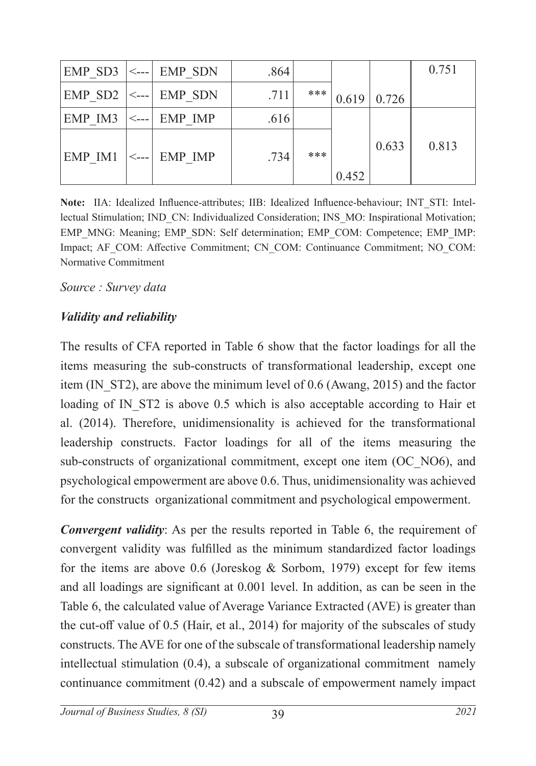| | | | | | | | |
|---|---|---|---|---|---|---|---|
| EMP_SD3 | <--- | EMP_SDN | .864 | | 0.619 | 0.726 | 0.751 |
| EMP_SD2 | <--- | EMP_SDN | .711 | *** | | | |
| EMP_IM3 | <--- | EMP_IMP | .616 | | 0.452 | 0.633 | 0.813 |
| EMP_IM1 | <--- | EMP_IMP | .734 | *** | | | |

**Note:** IIA: Idealized Influence-attributes; IIB: Idealized Influence-behaviour; INT_STI: Intellectual Stimulation; IND_CN: Individualized Consideration; INS_MO: Inspirational Motivation; EMP_MNG: Meaning; EMP_SDN: Self determination; EMP_COM: Competence; EMP_IMP: Impact; AF_COM: Affective Commitment; CN_COM: Continuance Commitment; NO_COM: Normative Commitment

*Source : Survey data*

***Validity and reliability***

The results of CFA reported in Table 6 show that the factor loadings for all the items measuring the sub-constructs of transformational leadership, except one item (IN_ST2), are above the minimum level of 0.6 (Awang, 2015) and the factor loading of IN_ST2 is above 0.5 which is also acceptable according to Hair et al. (2014). Therefore, unidimensionality is achieved for the transformational leadership constructs. Factor loadings for all of the items measuring the sub-constructs of organizational commitment, except one item (OC_NO6), and psychological empowerment are above 0.6. Thus, unidimensionality was achieved for the constructs organizational commitment and psychological empowerment.

***Convergent validity***: As per the results reported in Table 6, the requirement of convergent validity was fulfilled as the minimum standardized factor loadings for the items are above 0.6 (Joreskog & Sorbom, 1979) except for few items and all loadings are significant at 0.001 level. In addition, as can be seen in the Table 6, the calculated value of Average Variance Extracted (AVE) is greater than the cut-off value of 0.5 (Hair, et al., 2014) for majority of the subscales of study constructs. The AVE for one of the subscale of transformational leadership namely intellectual stimulation (0.4), a subscale of organizational commitment namely continuance commitment (0.42) and a subscale of empowerment namely impact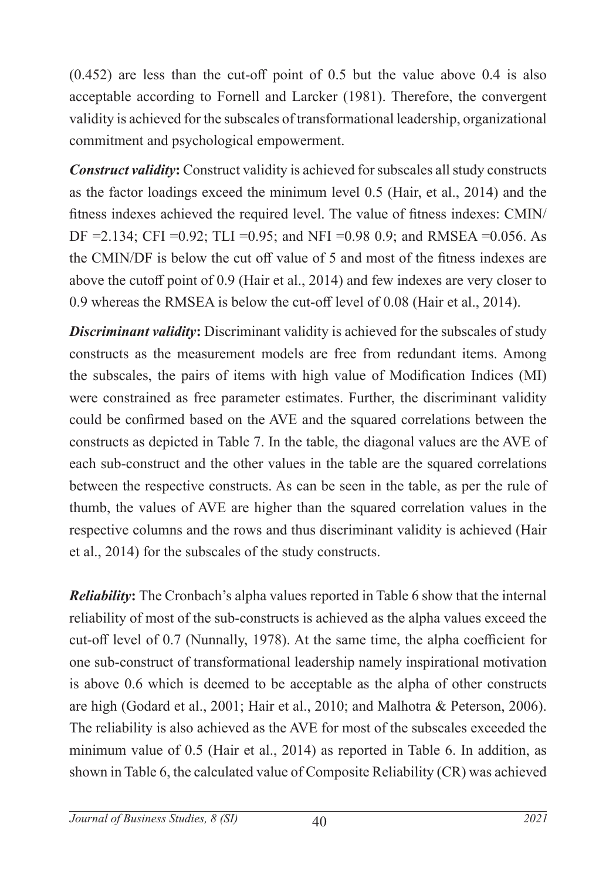(0.452) are less than the cut-off point of 0.5 but the value above 0.4 is also acceptable according to Fornell and Larcker (1981). Therefore, the convergent validity is achieved for the subscales of transformational leadership, organizational commitment and psychological empowerment.

***Construct validity*:** Construct validity is achieved for subscales all study constructs as the factor loadings exceed the minimum level 0.5 (Hair, et al., 2014) and the fitness indexes achieved the required level. The value of fitness indexes: CMIN/DF =2.134; CFI =0.92; TLI =0.95; and NFI =0.98 0.9; and RMSEA =0.056. As the CMIN/DF is below the cut off value of 5 and most of the fitness indexes are above the cutoff point of 0.9 (Hair et al., 2014) and few indexes are very closer to 0.9 whereas the RMSEA is below the cut-off level of 0.08 (Hair et al., 2014).

***Discriminant validity*:** Discriminant validity is achieved for the subscales of study constructs as the measurement models are free from redundant items. Among the subscales, the pairs of items with high value of Modification Indices (MI) were constrained as free parameter estimates. Further, the discriminant validity could be confirmed based on the AVE and the squared correlations between the constructs as depicted in Table 7. In the table, the diagonal values are the AVE of each sub-construct and the other values in the table are the squared correlations between the respective constructs. As can be seen in the table, as per the rule of thumb, the values of AVE are higher than the squared correlation values in the respective columns and the rows and thus discriminant validity is achieved (Hair et al., 2014) for the subscales of the study constructs.

***Reliability*:** The Cronbach's alpha values reported in Table 6 show that the internal reliability of most of the sub-constructs is achieved as the alpha values exceed the cut-off level of 0.7 (Nunnally, 1978). At the same time, the alpha coefficient for one sub-construct of transformational leadership namely inspirational motivation is above 0.6 which is deemed to be acceptable as the alpha of other constructs are high (Godard et al., 2001; Hair et al., 2010; and Malhotra & Peterson, 2006). The reliability is also achieved as the AVE for most of the subscales exceeded the minimum value of 0.5 (Hair et al., 2014) as reported in Table 6. In addition, as shown in Table 6, the calculated value of Composite Reliability (CR) was achieved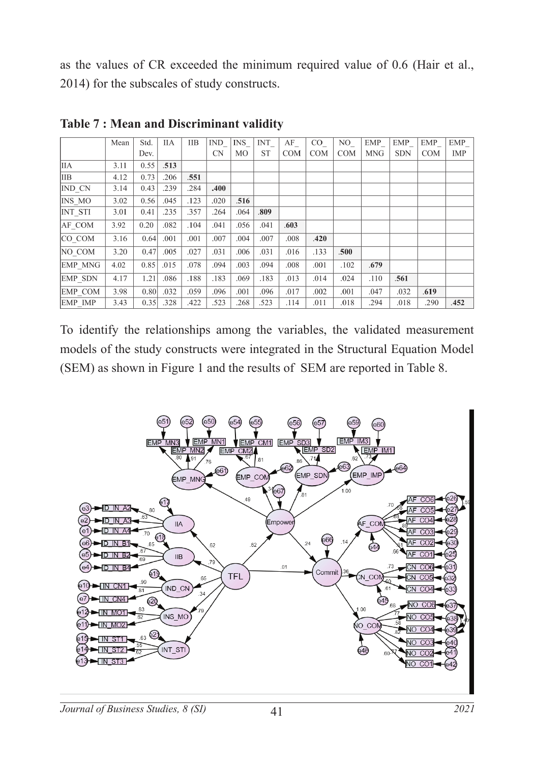as the values of CR exceeded the minimum required value of 0.6 (Hair et al., 2014) for the subscales of study constructs.

**Table 7 : Mean and Discriminant validity**

| | Mean | Std. Dev. | IIA | IIB | IND_CN | INS_MO | INT_ST | AF_COM | CO_COM | NO_COM | EMP_MNG | EMP_SDN | EMP_COM | EMP_IMP |
|---|---|---|---|---|---|---|---|---|---|---|---|---|---|---|
| IIA | 3.11 | 0.55 | **.513** | | | | | | | | | | | |
| IIB | 4.12 | 0.73 | .206 | **.551** | | | | | | | | | | |
| IND_CN | 3.14 | 0.43 | .239 | .284 | **.400** | | | | | | | | | |
| INS_MO | 3.02 | 0.56 | .045 | .123 | .020 | **.516** | | | | | | | | |
| INT_STI | 3.01 | 0.41 | .235 | .357 | .264 | .064 | **.809** | | | | | | | |
| AF_COM | 3.92 | 0.20 | .082 | .104 | .041 | .056 | .041 | **.603** | | | | | | |
| CO_COM | 3.16 | 0.64 | .001 | .001 | .007 | .004 | .007 | .008 | **.420** | | | | | |
| NO_COM | 3.20 | 0.47 | .005 | .027 | .031 | .006 | .031 | .016 | .133 | **.500** | | | | |
| EMP_MNG | 4.02 | 0.85 | .015 | .078 | .094 | .003 | .094 | .008 | .001 | .102 | **.679** | | | |
| EMP_SDN | 4.17 | 1.21 | .086 | .188 | .183 | .069 | .183 | .013 | .014 | .024 | .110 | **.561** | | |
| EMP_COM | 3.98 | 0.80 | .032 | .059 | .096 | .001 | .096 | .017 | .002 | .001 | .047 | .032 | **.619** | |
| EMP_IMP | 3.43 | 0.35 | .328 | .422 | .523 | .268 | .523 | .114 | .011 | .018 | .294 | .018 | .290 | **.452** |

To identify the relationships among the variables, the validated measurement models of the study constructs were integrated in the Structural Equation Model (SEM) as shown in Figure 1 and the results of SEM are reported in Table 8.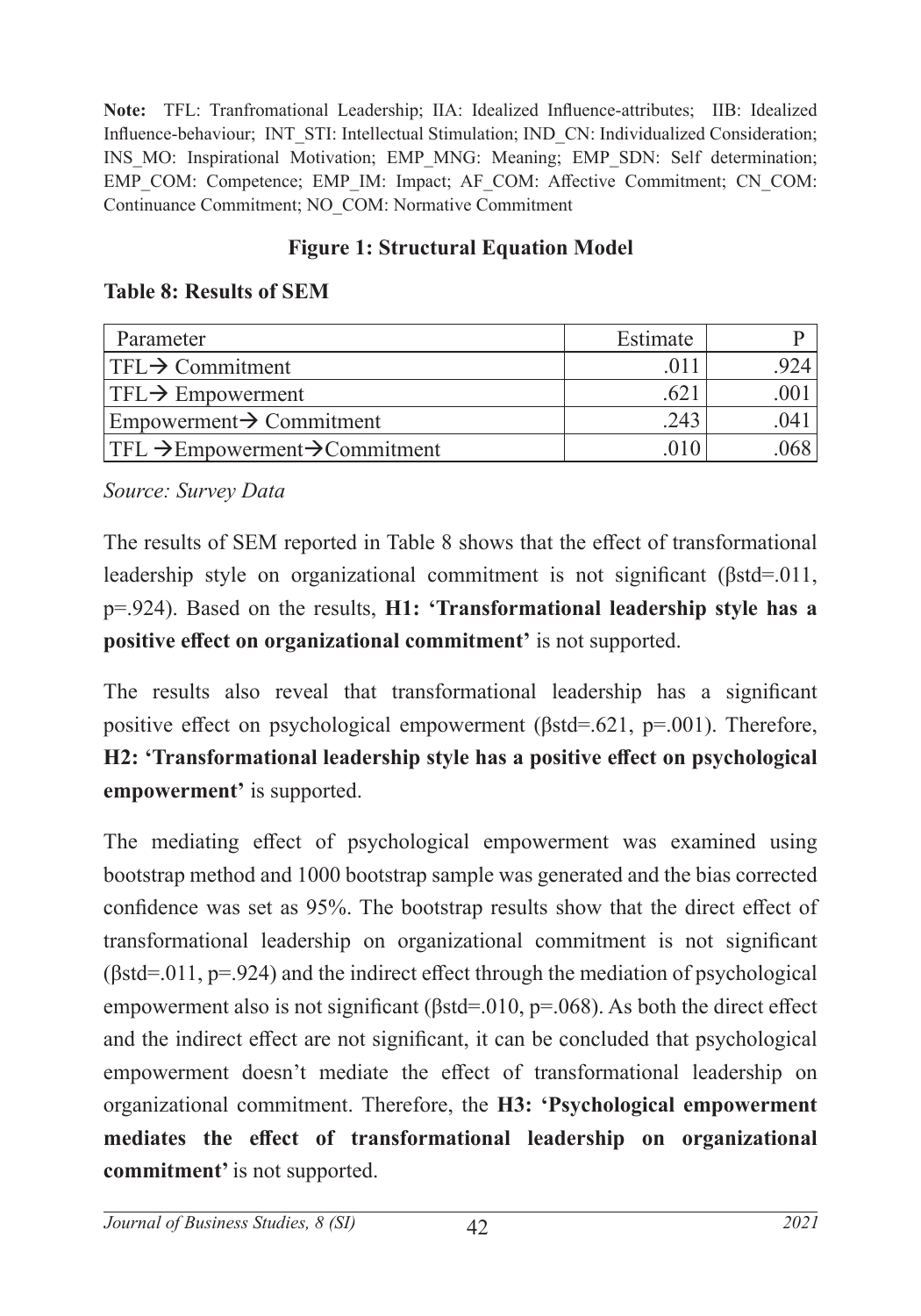**Note:** TFL: Tranfromational Leadership; IIA: Idealized Influence-attributes; IIB: Idealized Influence-behaviour; INT_STI: Intellectual Stimulation; IND_CN: Individualized Consideration; INS_MO: Inspirational Motivation; EMP_MNG: Meaning; EMP_SDN: Self determination; EMP_COM: Competence; EMP_IM: Impact; AF_COM: Affective Commitment; CN_COM: Continuance Commitment; NO_COM: Normative Commitment

**Figure 1: Structural Equation Model**

**Table 8: Results of SEM**

| Parameter | Estimate | P |
|---|---|---|
| TFL→ Commitment | .011 | .924 |
| TFL→ Empowerment | .621 | .001 |
| Empowerment→ Commitment | .243 | .041 |
| TFL →Empowerment→Commitment | .010 | .068 |

*Source: Survey Data*

The results of SEM reported in Table 8 shows that the effect of transformational leadership style on organizational commitment is not significant (βstd=.011, p=.924). Based on the results, **H1: 'Transformational leadership style has a positive effect on organizational commitment'** is not supported.

The results also reveal that transformational leadership has a significant positive effect on psychological empowerment (βstd=.621, p=.001). Therefore, **H2: 'Transformational leadership style has a positive effect on psychological empowerment'** is supported.

The mediating effect of psychological empowerment was examined using bootstrap method and 1000 bootstrap sample was generated and the bias corrected confidence was set as 95%. The bootstrap results show that the direct effect of transformational leadership on organizational commitment is not significant (βstd=.011, p=.924) and the indirect effect through the mediation of psychological empowerment also is not significant (βstd=.010, p=.068). As both the direct effect and the indirect effect are not significant, it can be concluded that psychological empowerment doesn't mediate the effect of transformational leadership on organizational commitment. Therefore, the **H3: 'Psychological empowerment mediates the effect of transformational leadership on organizational commitment'** is not supported.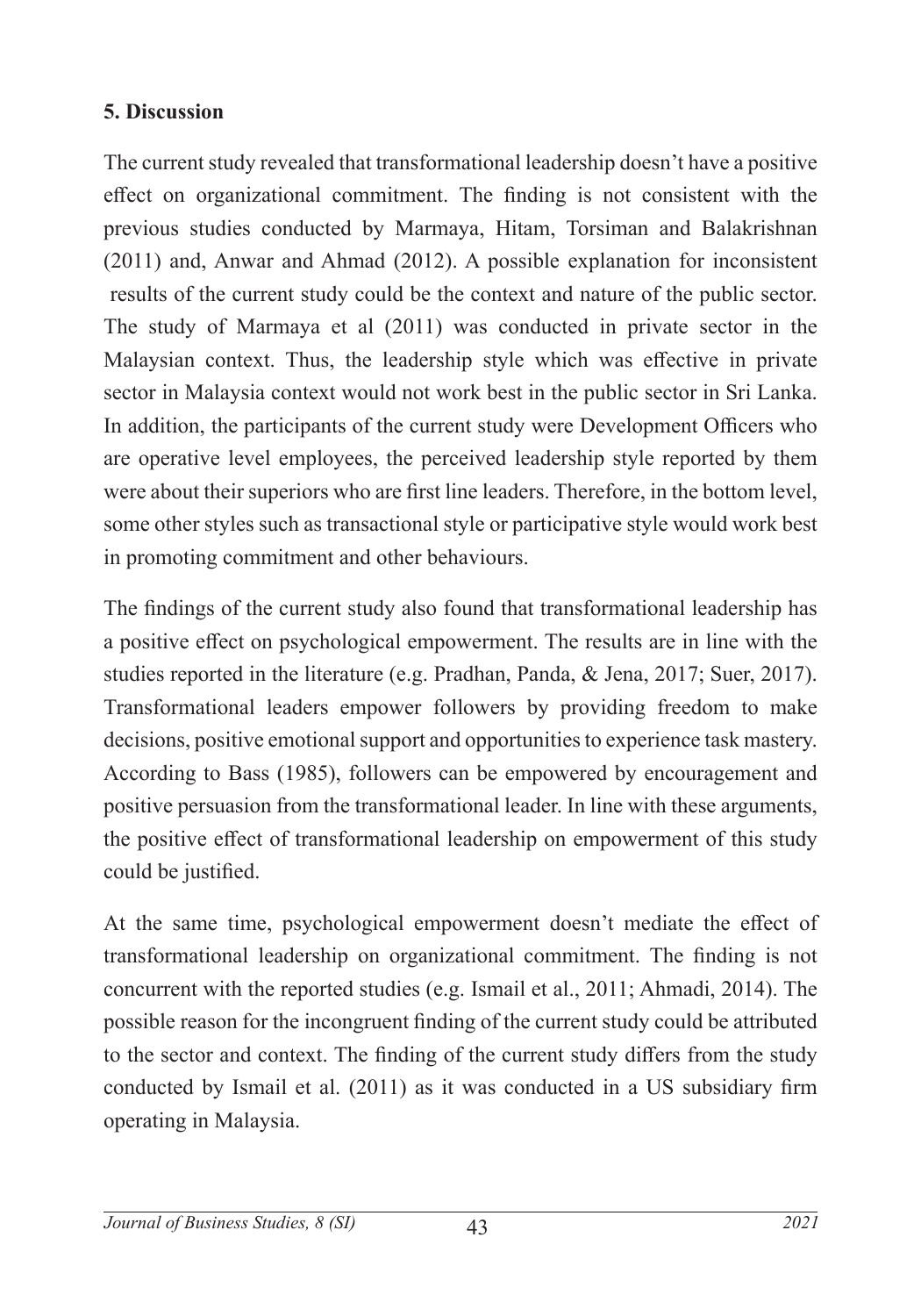## 5. Discussion

The current study revealed that transformational leadership doesn't have a positive effect on organizational commitment. The finding is not consistent with the previous studies conducted by Marmaya, Hitam, Torsiman and Balakrishnan (2011) and, Anwar and Ahmad (2012). A possible explanation for inconsistent results of the current study could be the context and nature of the public sector. The study of Marmaya et al (2011) was conducted in private sector in the Malaysian context. Thus, the leadership style which was effective in private sector in Malaysia context would not work best in the public sector in Sri Lanka. In addition, the participants of the current study were Development Officers who are operative level employees, the perceived leadership style reported by them were about their superiors who are first line leaders. Therefore, in the bottom level, some other styles such as transactional style or participative style would work best in promoting commitment and other behaviours.

The findings of the current study also found that transformational leadership has a positive effect on psychological empowerment. The results are in line with the studies reported in the literature (e.g. Pradhan, Panda, & Jena, 2017; Suer, 2017). Transformational leaders empower followers by providing freedom to make decisions, positive emotional support and opportunities to experience task mastery. According to Bass (1985), followers can be empowered by encouragement and positive persuasion from the transformational leader. In line with these arguments, the positive effect of transformational leadership on empowerment of this study could be justified.

At the same time, psychological empowerment doesn't mediate the effect of transformational leadership on organizational commitment. The finding is not concurrent with the reported studies (e.g. Ismail et al., 2011; Ahmadi, 2014). The possible reason for the incongruent finding of the current study could be attributed to the sector and context. The finding of the current study differs from the study conducted by Ismail et al. (2011) as it was conducted in a US subsidiary firm operating in Malaysia.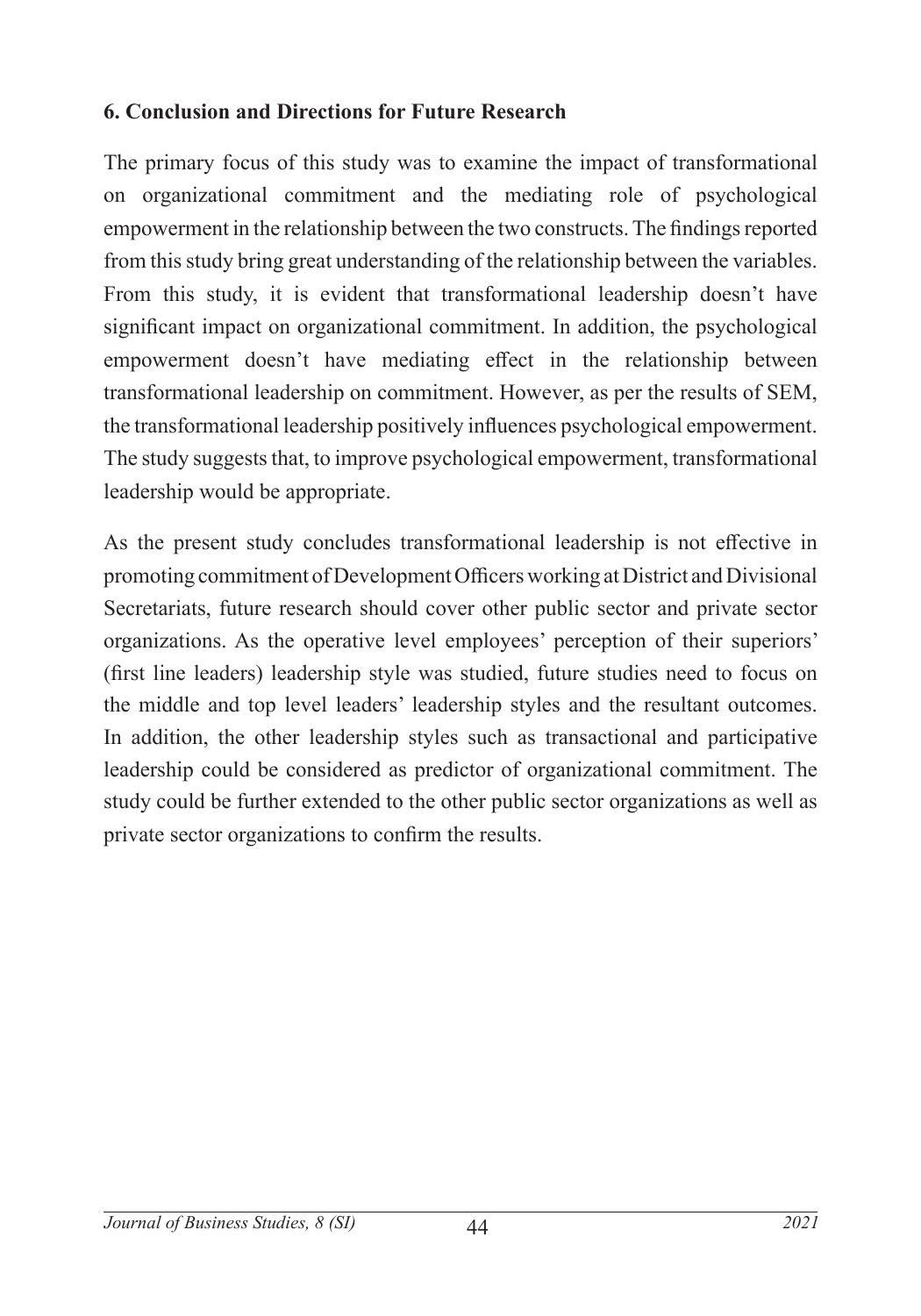## 6. Conclusion and Directions for Future Research

The primary focus of this study was to examine the impact of transformational on organizational commitment and the mediating role of psychological empowerment in the relationship between the two constructs. The findings reported from this study bring great understanding of the relationship between the variables. From this study, it is evident that transformational leadership doesn't have significant impact on organizational commitment. In addition, the psychological empowerment doesn't have mediating effect in the relationship between transformational leadership on commitment. However, as per the results of SEM, the transformational leadership positively influences psychological empowerment. The study suggests that, to improve psychological empowerment, transformational leadership would be appropriate.

As the present study concludes transformational leadership is not effective in promoting commitment of Development Officers working at District and Divisional Secretariats, future research should cover other public sector and private sector organizations. As the operative level employees' perception of their superiors' (first line leaders) leadership style was studied, future studies need to focus on the middle and top level leaders' leadership styles and the resultant outcomes. In addition, the other leadership styles such as transactional and participative leadership could be considered as predictor of organizational commitment. The study could be further extended to the other public sector organizations as well as private sector organizations to confirm the results.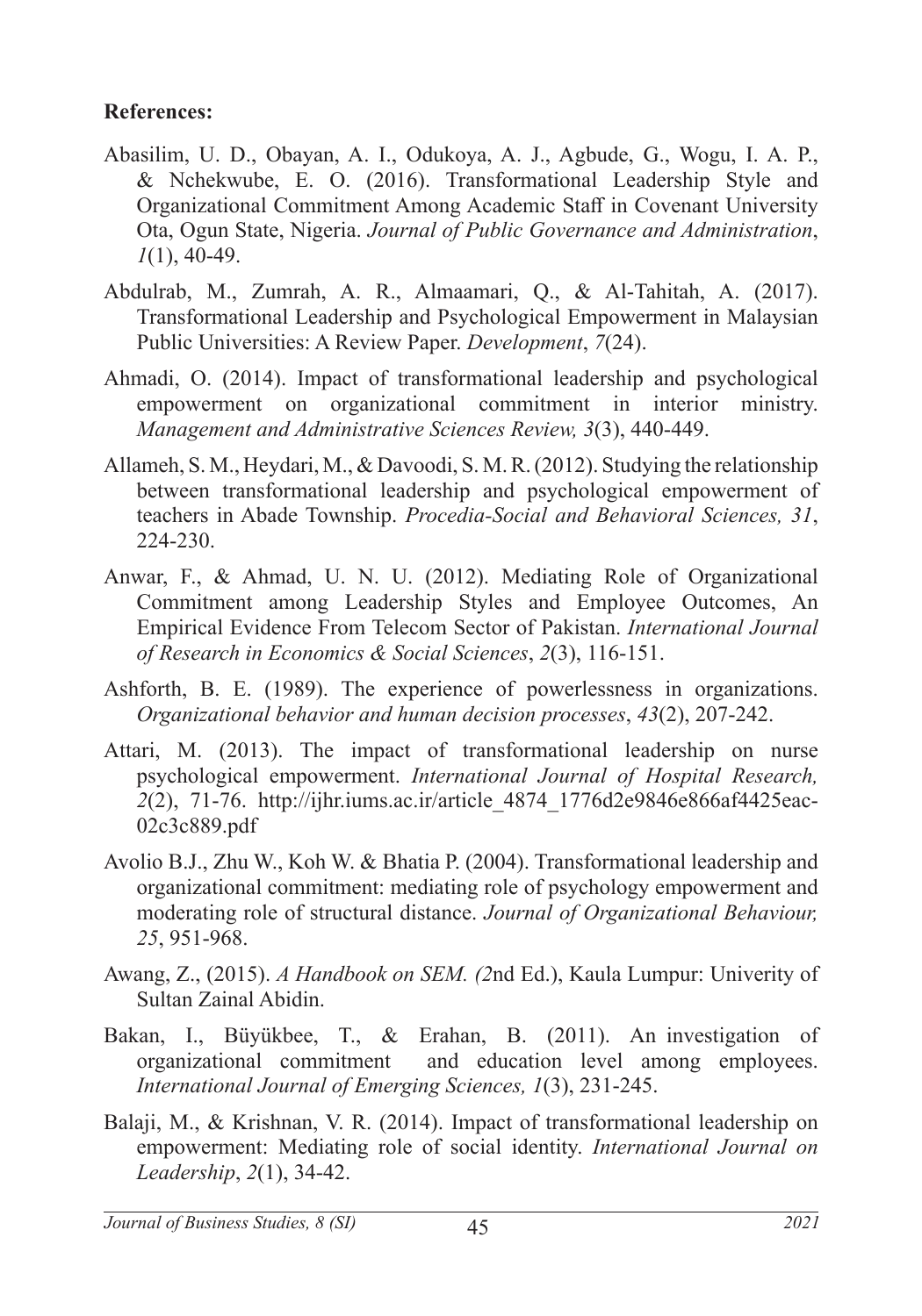**References:**

Abasilim, U. D., Obayan, A. I., Odukoya, A. J., Agbude, G., Wogu, I. A. P., & Nchekwube, E. O. (2016). Transformational Leadership Style and Organizational Commitment Among Academic Staff in Covenant University Ota, Ogun State, Nigeria. *Journal of Public Governance and Administration*, *1*(1), 40-49.

Abdulrab, M., Zumrah, A. R., Almaamari, Q., & Al-Tahitah, A. (2017). Transformational Leadership and Psychological Empowerment in Malaysian Public Universities: A Review Paper. *Development*, *7*(24).

Ahmadi, O. (2014). Impact of transformational leadership and psychological empowerment on organizational commitment in interior ministry. *Management and Administrative Sciences Review, 3*(3), 440-449.

Allameh, S. M., Heydari, M., & Davoodi, S. M. R. (2012). Studying the relationship between transformational leadership and psychological empowerment of teachers in Abade Township. *Procedia-Social and Behavioral Sciences, 31*, 224-230.

Anwar, F., & Ahmad, U. N. U. (2012). Mediating Role of Organizational Commitment among Leadership Styles and Employee Outcomes, An Empirical Evidence From Telecom Sector of Pakistan. *International Journal of Research in Economics & Social Sciences*, *2*(3), 116-151.

Ashforth, B. E. (1989). The experience of powerlessness in organizations. *Organizational behavior and human decision processes*, *43*(2), 207-242.

Attari, M. (2013). The impact of transformational leadership on nurse psychological empowerment. *International Journal of Hospital Research, 2*(2), 71-76. http://ijhr.iums.ac.ir/article_4874_1776d2e9846e866af4425eac02c3c889.pdf

Avolio B.J., Zhu W., Koh W. & Bhatia P. (2004). Transformational leadership and organizational commitment: mediating role of psychology empowerment and moderating role of structural distance. *Journal of Organizational Behaviour, 25*, 951-968.

Awang, Z., (2015). *A Handbook on SEM. (2*nd Ed.), Kaula Lumpur: Univerity of Sultan Zainal Abidin.

Bakan, I., Büyükbee, T., & Erahan, B. (2011). An investigation of organizational commitment and education level among employees. *International Journal of Emerging Sciences, 1*(3), 231-245.

Balaji, M., & Krishnan, V. R. (2014). Impact of transformational leadership on empowerment: Mediating role of social identity. *International Journal on Leadership*, *2*(1), 34-42.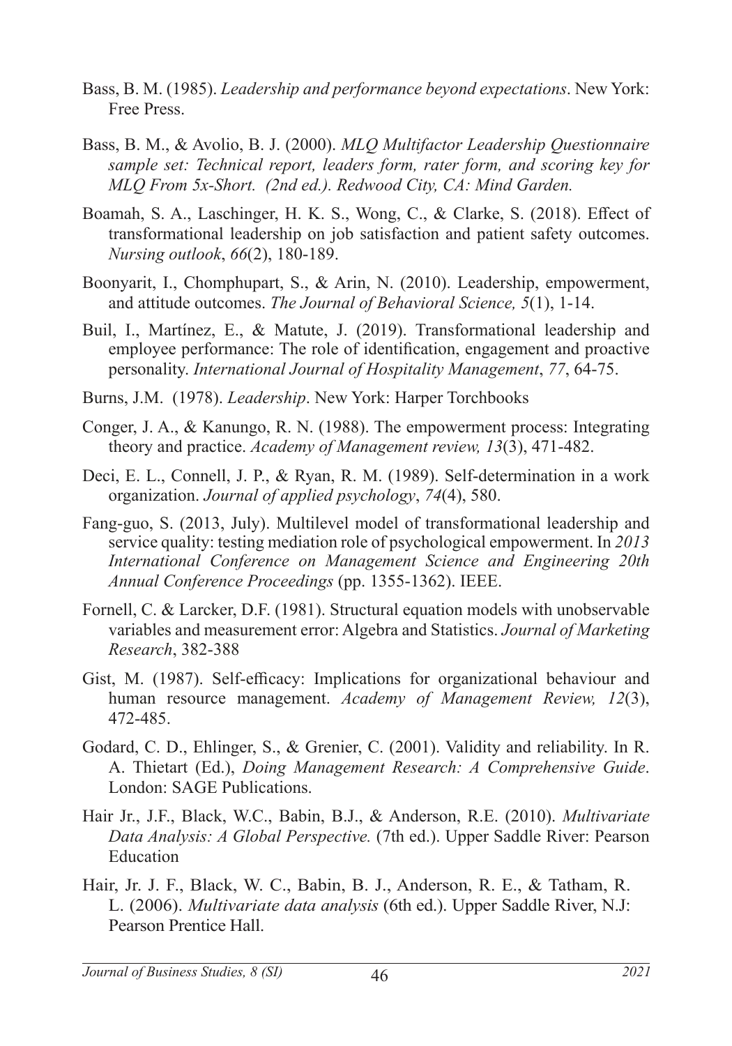Bass, B. M. (1985). *Leadership and performance beyond expectations*. New York: Free Press.

Bass, B. M., & Avolio, B. J. (2000). *MLQ Multifactor Leadership Questionnaire sample set: Technical report, leaders form, rater form, and scoring key for MLQ From 5x-Short. (2nd ed.). Redwood City, CA: Mind Garden.*

Boamah, S. A., Laschinger, H. K. S., Wong, C., & Clarke, S. (2018). Effect of transformational leadership on job satisfaction and patient safety outcomes. *Nursing outlook*, *66*(2), 180-189.

Boonyarit, I., Chomphupart, S., & Arin, N. (2010). Leadership, empowerment, and attitude outcomes. *The Journal of Behavioral Science, 5*(1), 1-14.

Buil, I., Martínez, E., & Matute, J. (2019). Transformational leadership and employee performance: The role of identification, engagement and proactive personality. *International Journal of Hospitality Management*, *77*, 64-75.

Burns, J.M. (1978). *Leadership*. New York: Harper Torchbooks

Conger, J. A., & Kanungo, R. N. (1988). The empowerment process: Integrating theory and practice. *Academy of Management review, 13*(3), 471-482.

Deci, E. L., Connell, J. P., & Ryan, R. M. (1989). Self-determination in a work organization. *Journal of applied psychology*, *74*(4), 580.

Fang-guo, S. (2013, July). Multilevel model of transformational leadership and service quality: testing mediation role of psychological empowerment. In *2013 International Conference on Management Science and Engineering 20th Annual Conference Proceedings* (pp. 1355-1362). IEEE.

Fornell, C. & Larcker, D.F. (1981). Structural equation models with unobservable variables and measurement error: Algebra and Statistics. *Journal of Marketing Research*, 382-388

Gist, M. (1987). Self-efficacy: Implications for organizational behaviour and human resource management. *Academy of Management Review, 12*(3), 472-485.

Godard, C. D., Ehlinger, S., & Grenier, C. (2001). Validity and reliability. In R. A. Thietart (Ed.), *Doing Management Research: A Comprehensive Guide*. London: SAGE Publications.

Hair Jr., J.F., Black, W.C., Babin, B.J., & Anderson, R.E. (2010). *Multivariate Data Analysis: A Global Perspective.* (7th ed.). Upper Saddle River: Pearson Education

Hair, Jr. J. F., Black, W. C., Babin, B. J., Anderson, R. E., & Tatham, R. L. (2006). *Multivariate data analysis* (6th ed.). Upper Saddle River, N.J: Pearson Prentice Hall.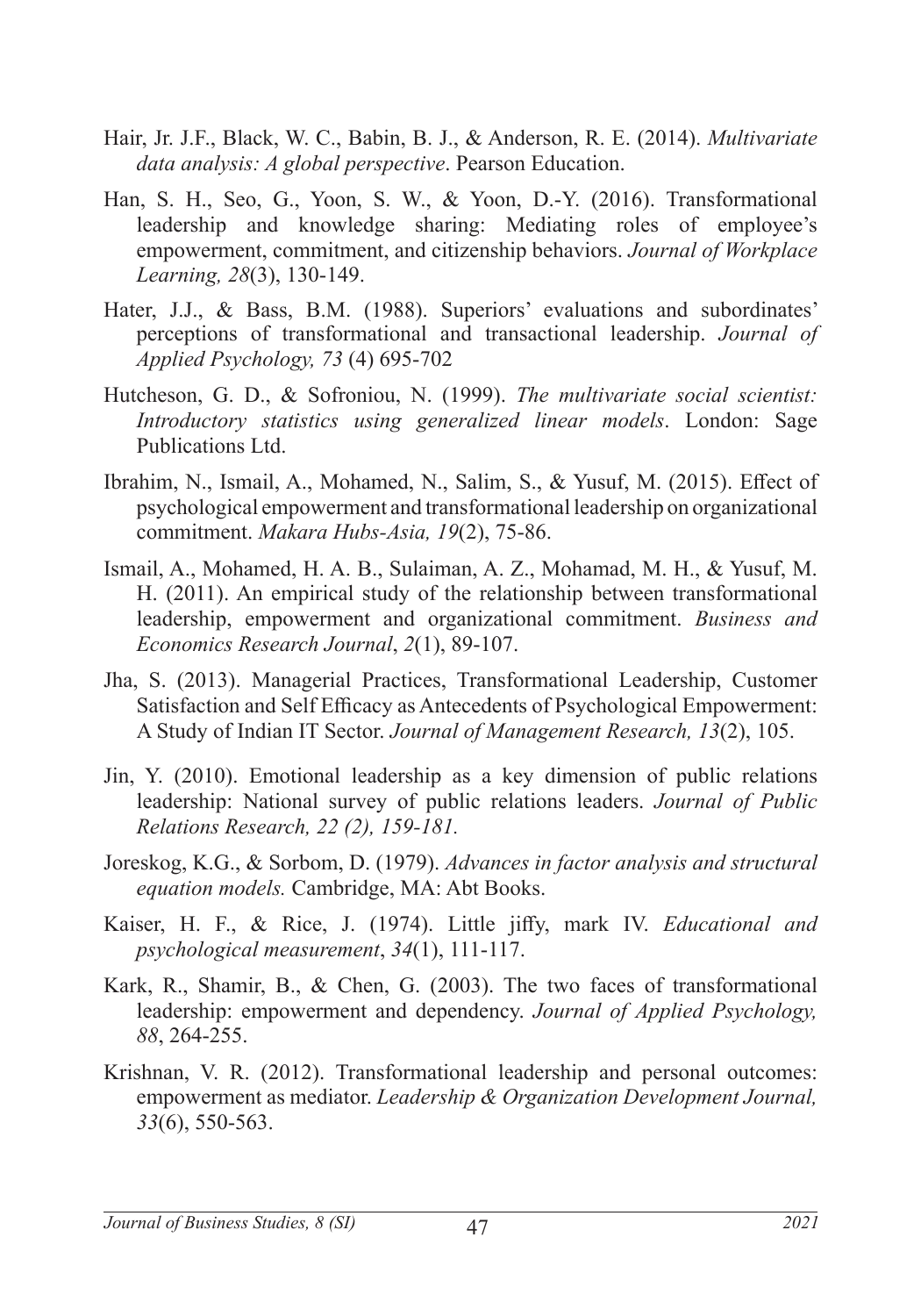Hair, Jr. J.F., Black, W. C., Babin, B. J., & Anderson, R. E. (2014). *Multivariate data analysis: A global perspective*. Pearson Education.

Han, S. H., Seo, G., Yoon, S. W., & Yoon, D.-Y. (2016). Transformational leadership and knowledge sharing: Mediating roles of employee's empowerment, commitment, and citizenship behaviors. *Journal of Workplace Learning, 28*(3), 130-149.

Hater, J.J., & Bass, B.M. (1988). Superiors' evaluations and subordinates' perceptions of transformational and transactional leadership. *Journal of Applied Psychology, 73* (4) 695-702

Hutcheson, G. D., & Sofroniou, N. (1999). *The multivariate social scientist: Introductory statistics using generalized linear models*. London: Sage Publications Ltd.

Ibrahim, N., Ismail, A., Mohamed, N., Salim, S., & Yusuf, M. (2015). Effect of psychological empowerment and transformational leadership on organizational commitment. *Makara Hubs-Asia, 19*(2), 75-86.

Ismail, A., Mohamed, H. A. B., Sulaiman, A. Z., Mohamad, M. H., & Yusuf, M. H. (2011). An empirical study of the relationship between transformational leadership, empowerment and organizational commitment. *Business and Economics Research Journal*, *2*(1), 89-107.

Jha, S. (2013). Managerial Practices, Transformational Leadership, Customer Satisfaction and Self Efficacy as Antecedents of Psychological Empowerment: A Study of Indian IT Sector. *Journal of Management Research, 13*(2), 105.

Jin, Y. (2010). Emotional leadership as a key dimension of public relations leadership: National survey of public relations leaders. *Journal of Public Relations Research, 22 (2), 159-181.*

Joreskog, K.G., & Sorbom, D. (1979). *Advances in factor analysis and structural equation models.* Cambridge, MA: Abt Books.

Kaiser, H. F., & Rice, J. (1974). Little jiffy, mark IV. *Educational and psychological measurement*, *34*(1), 111-117.

Kark, R., Shamir, B., & Chen, G. (2003). The two faces of transformational leadership: empowerment and dependency. *Journal of Applied Psychology, 88*, 264-255.

Krishnan, V. R. (2012). Transformational leadership and personal outcomes: empowerment as mediator. *Leadership & Organization Development Journal, 33*(6), 550-563.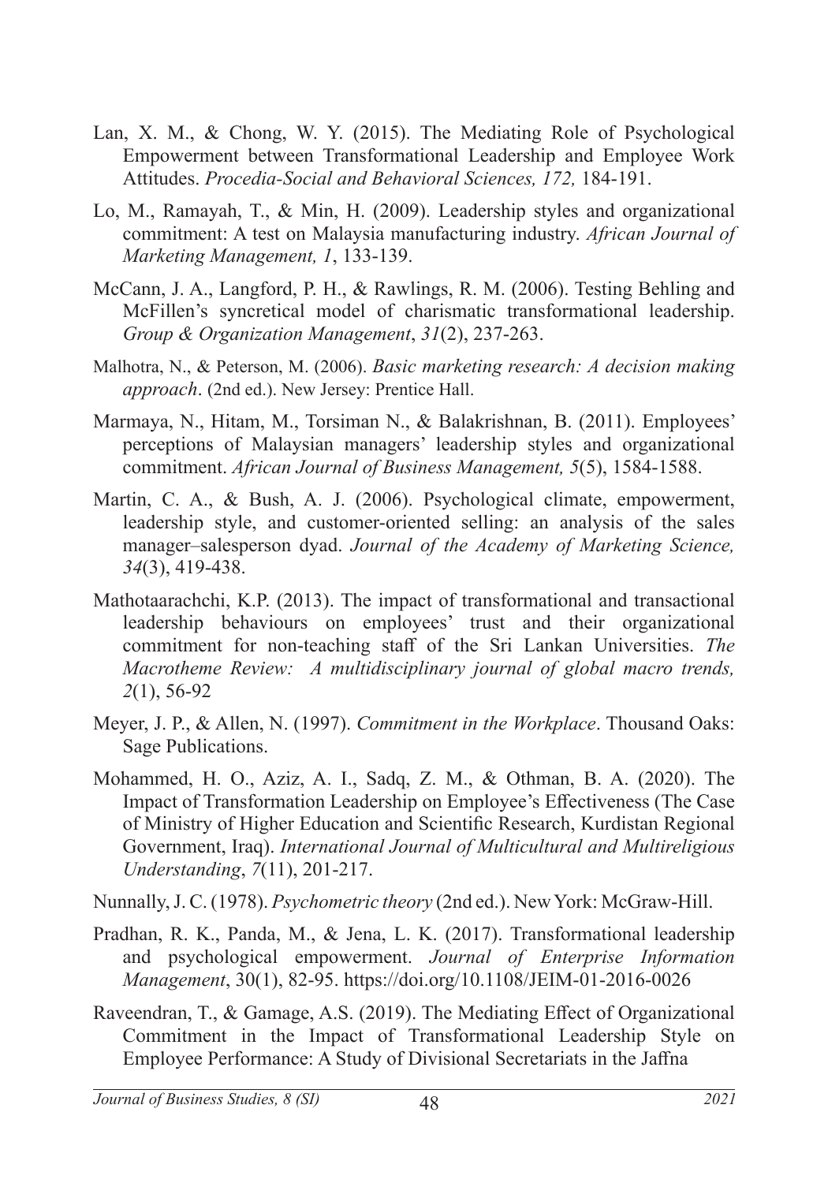Lan, X. M., & Chong, W. Y. (2015). The Mediating Role of Psychological Empowerment between Transformational Leadership and Employee Work Attitudes. *Procedia-Social and Behavioral Sciences, 172,* 184-191.

Lo, M., Ramayah, T., & Min, H. (2009). Leadership styles and organizational commitment: A test on Malaysia manufacturing industry. *African Journal of Marketing Management, 1*, 133-139.

McCann, J. A., Langford, P. H., & Rawlings, R. M. (2006). Testing Behling and McFillen's syncretical model of charismatic transformational leadership. *Group & Organization Management*, *31*(2), 237-263.

Malhotra, N., & Peterson, M. (2006). *Basic marketing research: A decision making approach*. (2nd ed.). New Jersey: Prentice Hall.

Marmaya, N., Hitam, M., Torsiman N., & Balakrishnan, B. (2011). Employees' perceptions of Malaysian managers' leadership styles and organizational commitment. *African Journal of Business Management, 5*(5), 1584-1588.

Martin, C. A., & Bush, A. J. (2006). Psychological climate, empowerment, leadership style, and customer-oriented selling: an analysis of the sales manager–salesperson dyad. *Journal of the Academy of Marketing Science, 34*(3), 419-438.

Mathotaarachchi, K.P. (2013). The impact of transformational and transactional leadership behaviours on employees' trust and their organizational commitment for non-teaching staff of the Sri Lankan Universities. *The Macrotheme Review: A multidisciplinary journal of global macro trends, 2*(1), 56-92

Meyer, J. P., & Allen, N. (1997). *Commitment in the Workplace*. Thousand Oaks: Sage Publications.

Mohammed, H. O., Aziz, A. I., Sadq, Z. M., & Othman, B. A. (2020). The Impact of Transformation Leadership on Employee's Effectiveness (The Case of Ministry of Higher Education and Scientific Research, Kurdistan Regional Government, Iraq). *International Journal of Multicultural and Multireligious Understanding*, *7*(11), 201-217.

Nunnally, J. C. (1978). *Psychometric theory* (2nd ed.). New York: McGraw-Hill.

Pradhan, R. K., Panda, M., & Jena, L. K. (2017). Transformational leadership and psychological empowerment. *Journal of Enterprise Information Management*, 30(1), 82-95. https://doi.org/10.1108/JEIM-01-2016-0026

Raveendran, T., & Gamage, A.S. (2019). The Mediating Effect of Organizational Commitment in the Impact of Transformational Leadership Style on Employee Performance: A Study of Divisional Secretariats in the Jaffna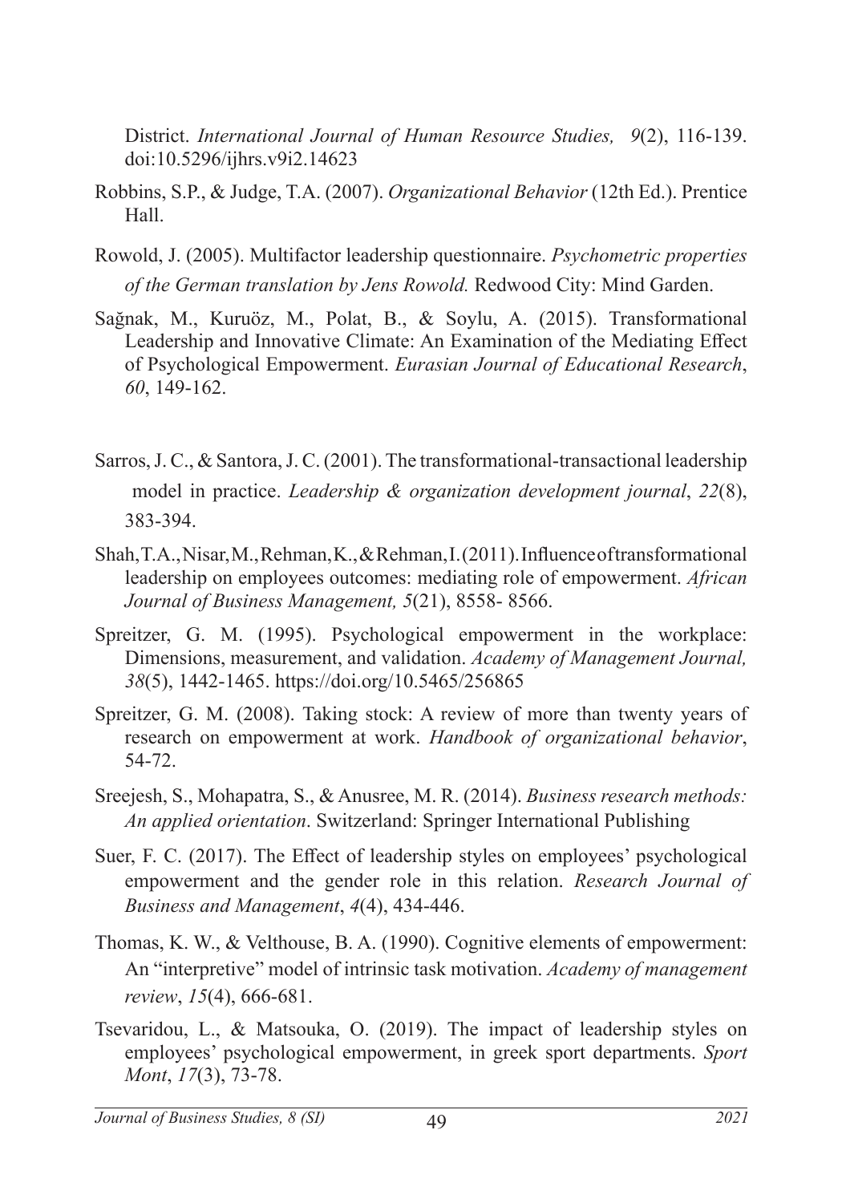District. *International Journal of Human Resource Studies, 9*(2), 116-139. doi:10.5296/ijhrs.v9i2.14623

Robbins, S.P., & Judge, T.A. (2007). *Organizational Behavior* (12th Ed.). Prentice Hall.

Rowold, J. (2005). Multifactor leadership questionnaire. *Psychometric properties of the German translation by Jens Rowold.* Redwood City: Mind Garden.

Sağnak, M., Kuruöz, M., Polat, B., & Soylu, A. (2015). Transformational Leadership and Innovative Climate: An Examination of the Mediating Effect of Psychological Empowerment. *Eurasian Journal of Educational Research*, *60*, 149-162.

Sarros, J. C., & Santora, J. C. (2001). The transformational-transactional leadership model in practice. *Leadership & organization development journal*, *22*(8), 383-394.

Shah, T.A., Nisar, M., Rehman, K., & Rehman, I. (2011). Influence of transformational leadership on employees outcomes: mediating role of empowerment. *African Journal of Business Management, 5*(21), 8558- 8566.

Spreitzer, G. M. (1995). Psychological empowerment in the workplace: Dimensions, measurement, and validation. *Academy of Management Journal, 38*(5), 1442-1465. https://doi.org/10.5465/256865

Spreitzer, G. M. (2008). Taking stock: A review of more than twenty years of research on empowerment at work. *Handbook of organizational behavior*, 54-72.

Sreejesh, S., Mohapatra, S., & Anusree, M. R. (2014). *Business research methods: An applied orientation*. Switzerland: Springer International Publishing

Suer, F. C. (2017). The Effect of leadership styles on employees' psychological empowerment and the gender role in this relation. *Research Journal of Business and Management*, *4*(4), 434-446.

Thomas, K. W., & Velthouse, B. A. (1990). Cognitive elements of empowerment: An "interpretive" model of intrinsic task motivation. *Academy of management review*, *15*(4), 666-681.

Tsevaridou, L., & Matsouka, O. (2019). The impact of leadership styles on employees' psychological empowerment, in greek sport departments. *Sport Mont*, *17*(3), 73-78.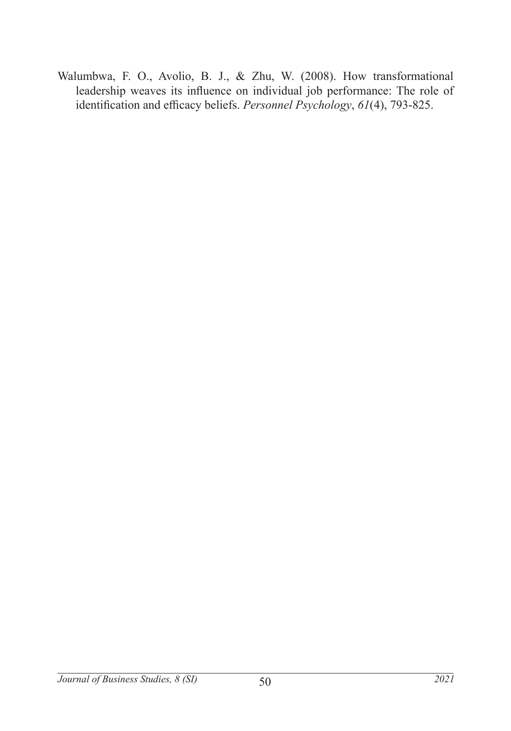Walumbwa, F. O., Avolio, B. J., & Zhu, W. (2008). How transformational leadership weaves its influence on individual job performance: The role of identification and efficacy beliefs. *Personnel Psychology*, *61*(4), 793-825.